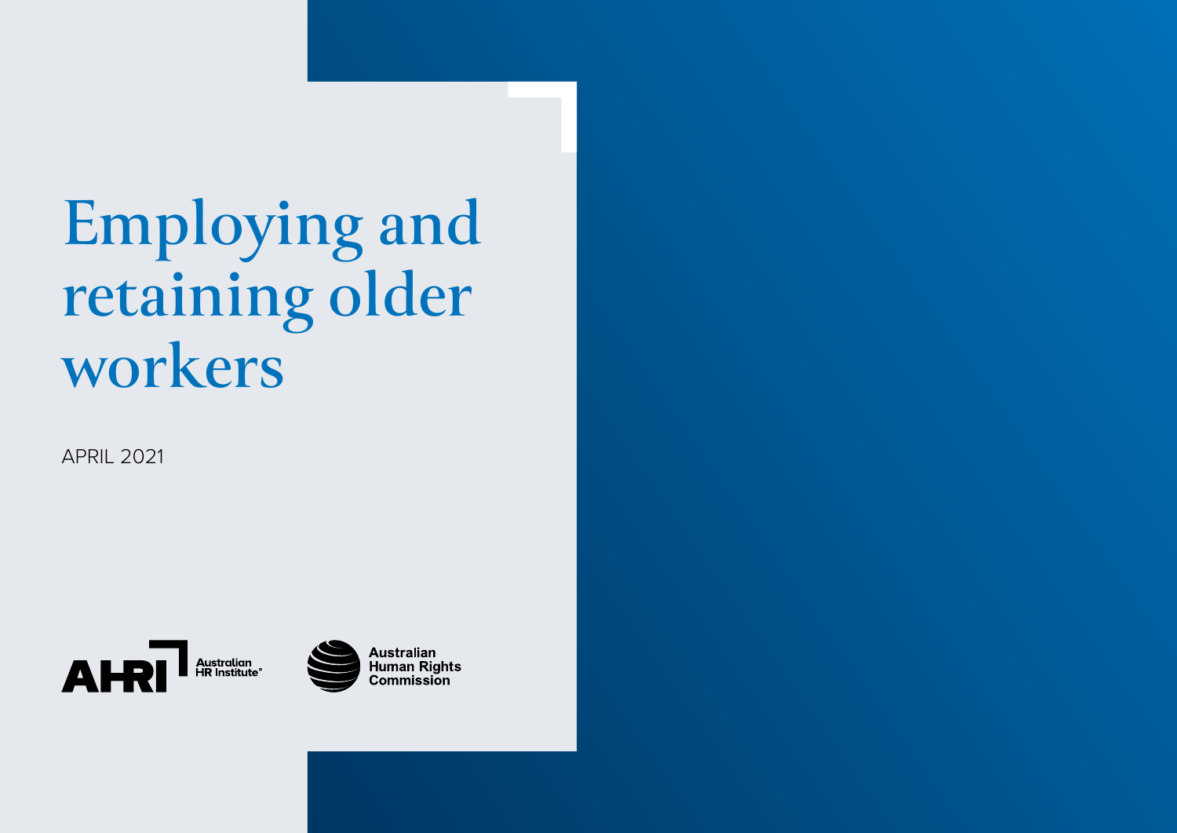# Employing and retaining older workers

APRIL 2021

Australian HR Institute

Australian Human Rights Commission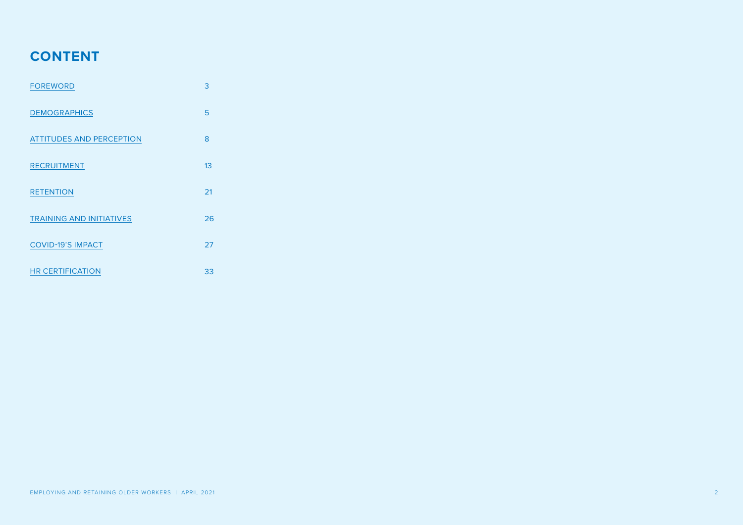# CONTENT

| | |
|---|---|
| FOREWORD | 3 |
| DEMOGRAPHICS | 5 |
| ATTITUDES AND PERCEPTION | 8 |
| RECRUITMENT | 13 |
| RETENTION | 21 |
| TRAINING AND INITIATIVES | 26 |
| COVID-19'S IMPACT | 27 |
| HR CERTIFICATION | 33 |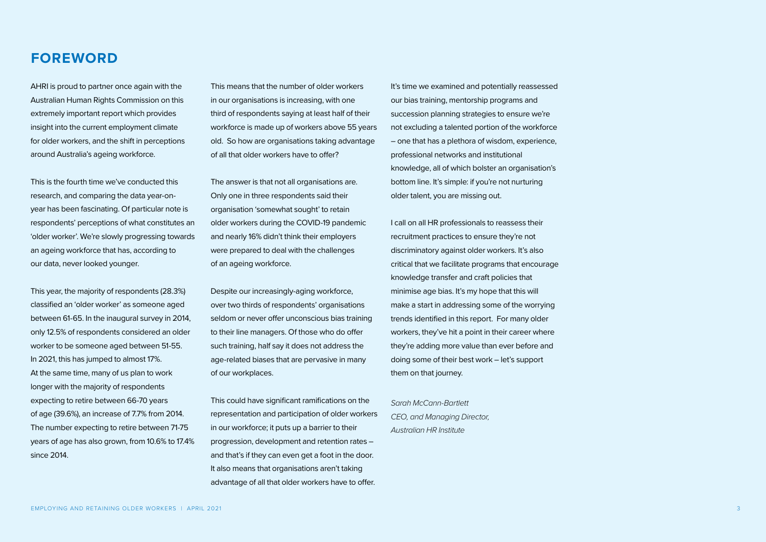# FOREWORD

AHRI is proud to partner once again with the Australian Human Rights Commission on this extremely important report which provides insight into the current employment climate for older workers, and the shift in perceptions around Australia's ageing workforce.

This is the fourth time we've conducted this research, and comparing the data year-on-year has been fascinating. Of particular note is respondents' perceptions of what constitutes an 'older worker'. We're slowly progressing towards an ageing workforce that has, according to our data, never looked younger.

This year, the majority of respondents (28.3%) classified an 'older worker' as someone aged between 61-65. In the inaugural survey in 2014, only 12.5% of respondents considered an older worker to be someone aged between 51-55. In 2021, this has jumped to almost 17%. At the same time, many of us plan to work longer with the majority of respondents expecting to retire between 66-70 years of age (39.6%), an increase of 7.7% from 2014. The number expecting to retire between 71-75 years of age has also grown, from 10.6% to 17.4% since 2014.

This means that the number of older workers in our organisations is increasing, with one third of respondents saying at least half of their workforce is made up of workers above 55 years old. So how are organisations taking advantage of all that older workers have to offer?

The answer is that not all organisations are. Only one in three respondents said their organisation 'somewhat sought' to retain older workers during the COVID-19 pandemic and nearly 16% didn't think their employers were prepared to deal with the challenges of an ageing workforce.

Despite our increasingly-aging workforce, over two thirds of respondents' organisations seldom or never offer unconscious bias training to their line managers. Of those who do offer such training, half say it does not address the age-related biases that are pervasive in many of our workplaces.

This could have significant ramifications on the representation and participation of older workers in our workforce; it puts up a barrier to their progression, development and retention rates – and that's if they can even get a foot in the door. It also means that organisations aren't taking advantage of all that older workers have to offer.

It's time we examined and potentially reassessed our bias training, mentorship programs and succession planning strategies to ensure we're not excluding a talented portion of the workforce – one that has a plethora of wisdom, experience, professional networks and institutional knowledge, all of which bolster an organisation's bottom line. It's simple: if you're not nurturing older talent, you are missing out.

I call on all HR professionals to reassess their recruitment practices to ensure they're not discriminatory against older workers. It's also critical that we facilitate programs that encourage knowledge transfer and craft policies that minimise age bias. It's my hope that this will make a start in addressing some of the worrying trends identified in this report. For many older workers, they've hit a point in their career where they're adding more value than ever before and doing some of their best work – let's support them on that journey.

*Sarah McCann-Bartlett*
*CEO, and Managing Director,*
*Australian HR Institute*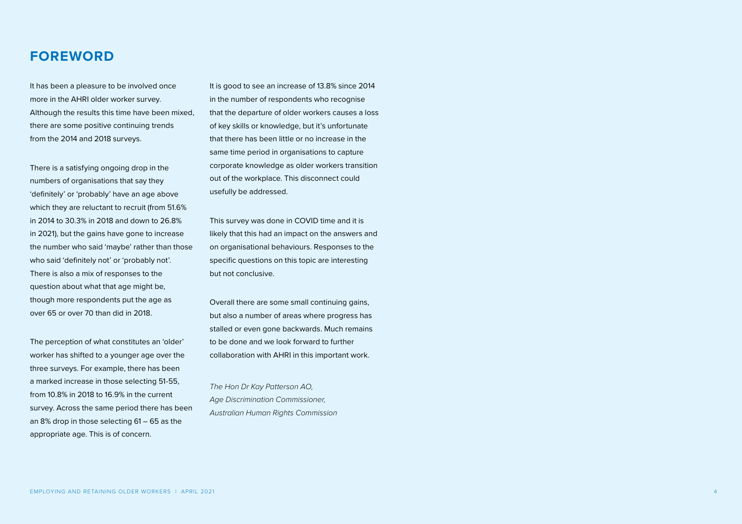# FOREWORD

It has been a pleasure to be involved once more in the AHRI older worker survey. Although the results this time have been mixed, there are some positive continuing trends from the 2014 and 2018 surveys.

There is a satisfying ongoing drop in the numbers of organisations that say they 'definitely' or 'probably' have an age above which they are reluctant to recruit (from 51.6% in 2014 to 30.3% in 2018 and down to 26.8% in 2021), but the gains have gone to increase the number who said 'maybe' rather than those who said 'definitely not' or 'probably not'. There is also a mix of responses to the question about what that age might be, though more respondents put the age as over 65 or over 70 than did in 2018.

The perception of what constitutes an 'older' worker has shifted to a younger age over the three surveys. For example, there has been a marked increase in those selecting 51-55, from 10.8% in 2018 to 16.9% in the current survey. Across the same period there has been an 8% drop in those selecting 61 – 65 as the appropriate age. This is of concern.

It is good to see an increase of 13.8% since 2014 in the number of respondents who recognise that the departure of older workers causes a loss of key skills or knowledge, but it's unfortunate that there has been little or no increase in the same time period in organisations to capture corporate knowledge as older workers transition out of the workplace. This disconnect could usefully be addressed.

This survey was done in COVID time and it is likely that this had an impact on the answers and on organisational behaviours. Responses to the specific questions on this topic are interesting but not conclusive.

Overall there are some small continuing gains, but also a number of areas where progress has stalled or even gone backwards. Much remains to be done and we look forward to further collaboration with AHRI in this important work.

*The Hon Dr Kay Patterson AO,*
*Age Discrimination Commissioner,*
*Australian Human Rights Commission*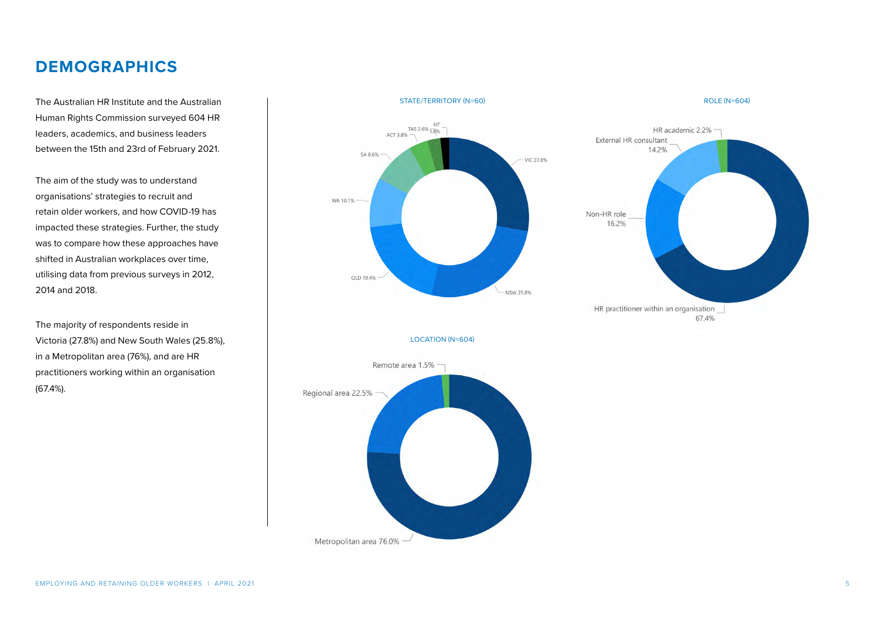# DEMOGRAPHICS

The Australian HR Institute and the Australian Human Rights Commission surveyed 604 HR leaders, academics, and business leaders between the 15th and 23rd of February 2021.

The aim of the study was to understand organisations' strategies to recruit and retain older workers, and how COVID-19 has impacted these strategies. Further, the study was to compare how these approaches have shifted in Australian workplaces over time, utilising data from previous surveys in 2012, 2014 and 2018.

The majority of respondents reside in Victoria (27.8%) and New South Wales (25.8%), in a Metropolitan area (76%), and are HR practitioners working within an organisation (67.4%).

STATE/TERRITORY (N=60)

- VIC 27.8%
- NSW 25.8%
- QLD 19.4%
- WA 10.1%
- SA 8.6%
- ACT 3.8%
- TAS 2.6%
- NT 1.8%

ROLE (N=604)

- HR practitioner within an organisation 67.4%
- Non-HR role 16.2%
- External HR consultant 14.2%
- HR academic 2.2%

LOCATION (N=604)

- Metropolitan area 76.0%
- Regional area 22.5%
- Remote area 1.5%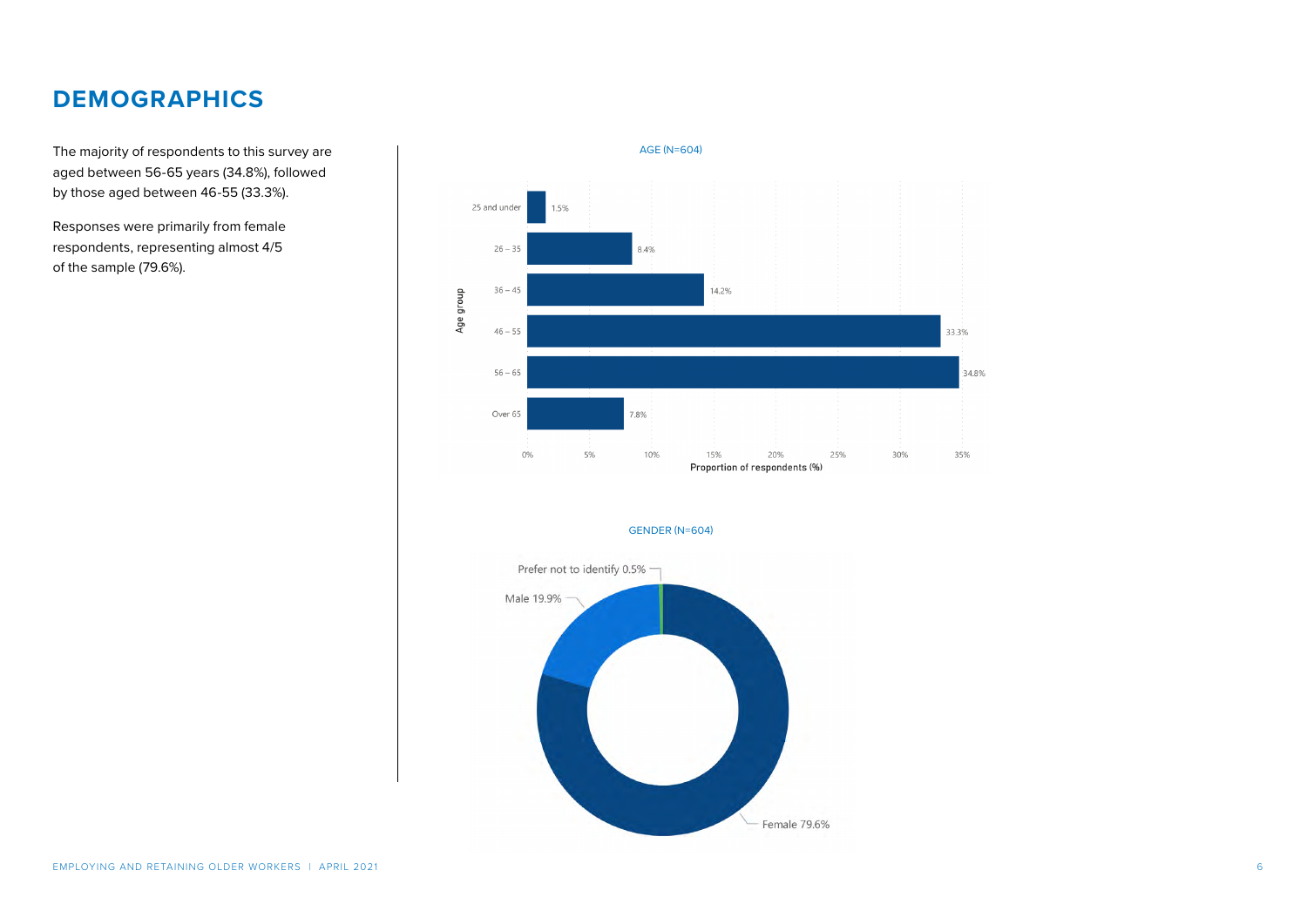# DEMOGRAPHICS

The majority of respondents to this survey are aged between 56-65 years (34.8%), followed by those aged between 46-55 (33.3%).

Responses were primarily from female respondents, representing almost 4/5 of the sample (79.6%).

AGE (N=604)

| Age group | Proportion of respondents (%) |
| --- | --- |
| 25 and under | 1.5% |
| 26 – 35 | 8.4% |
| 36 – 45 | 14.2% |
| 46 – 55 | 33.3% |
| 56 – 65 | 34.8% |
| Over 65 | 7.8% |

GENDER (N=604)

| Gender | Proportion |
| --- | --- |
| Female | 79.6% |
| Male | 19.9% |
| Prefer not to identify | 0.5% |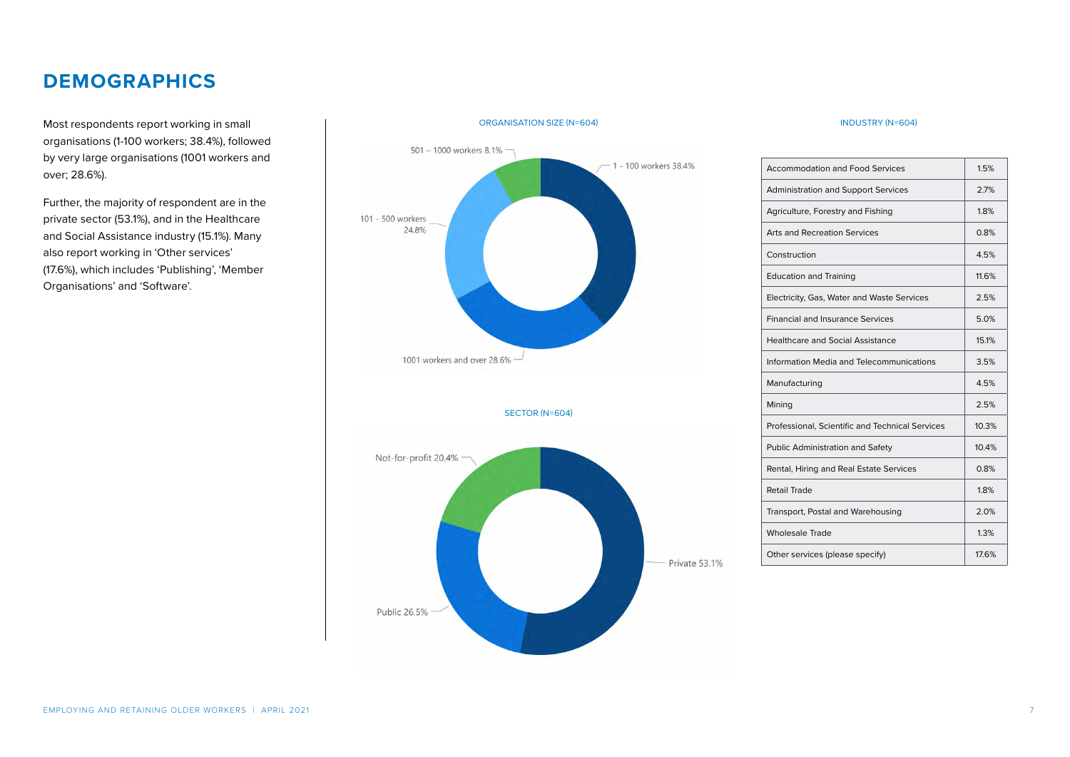# DEMOGRAPHICS

Most respondents report working in small organisations (1-100 workers; 38.4%), followed by very large organisations (1001 workers and over; 28.6%).

Further, the majority of respondent are in the private sector (53.1%), and in the Healthcare and Social Assistance industry (15.1%). Many also report working in 'Other services' (17.6%), which includes 'Publishing', 'Member Organisations' and 'Software'.

ORGANISATION SIZE (N=604)

501 – 1000 workers 8.1%

1 - 100 workers 38.4%

101 - 500 workers 24.8%

1001 workers and over 28.6%

SECTOR (N=604)

Not-for-profit 20.4%

Private 53.1%

Public 26.5%

INDUSTRY (N=604)

| Industry | % |
|---|---|
| Accommodation and Food Services | 1.5% |
| Administration and Support Services | 2.7% |
| Agriculture, Forestry and Fishing | 1.8% |
| Arts and Recreation Services | 0.8% |
| Construction | 4.5% |
| Education and Training | 11.6% |
| Electricity, Gas, Water and Waste Services | 2.5% |
| Financial and Insurance Services | 5.0% |
| Healthcare and Social Assistance | 15.1% |
| Information Media and Telecommunications | 3.5% |
| Manufacturing | 4.5% |
| Mining | 2.5% |
| Professional, Scientific and Technical Services | 10.3% |
| Public Administration and Safety | 10.4% |
| Rental, Hiring and Real Estate Services | 0.8% |
| Retail Trade | 1.8% |
| Transport, Postal and Warehousing | 2.0% |
| Wholesale Trade | 1.3% |
| Other services (please specify) | 17.6% |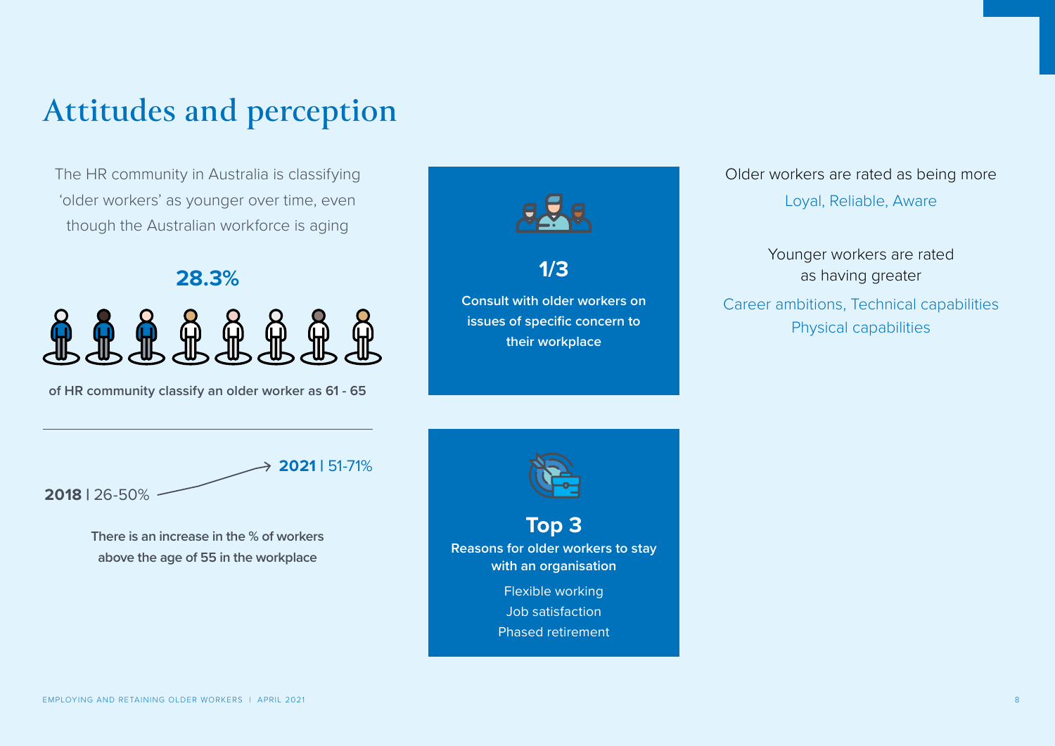# Attitudes and perception

The HR community in Australia is classifying 'older workers' as younger over time, even though the Australian workforce is aging

**28.3%**

**of HR community classify an older worker as 61 - 65**

**2018** | 26-50% → **2021** | 51-71%

**There is an increase in the % of workers above the age of 55 in the workplace**

**1/3**

**Consult with older workers on issues of specific concern to their workplace**

**Top 3**

**Reasons for older workers to stay with an organisation**

Flexible working
Job satisfaction
Phased retirement

Older workers are rated as being more

Loyal, Reliable, Aware

Younger workers are rated as having greater

Career ambitions, Technical capabilities
Physical capabilities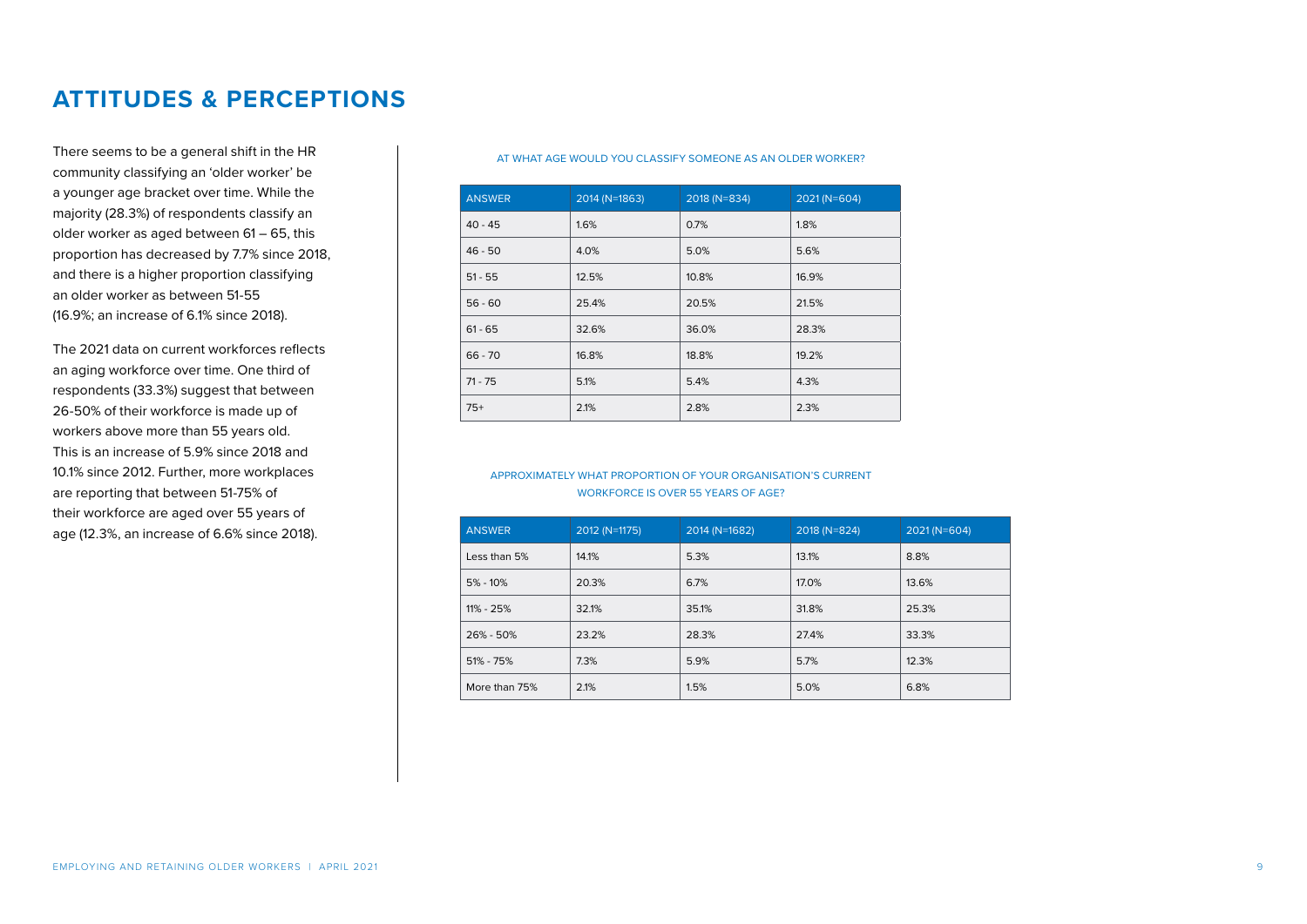# ATTITUDES & PERCEPTIONS

There seems to be a general shift in the HR community classifying an 'older worker' be a younger age bracket over time. While the majority (28.3%) of respondents classify an older worker as aged between 61 – 65, this proportion has decreased by 7.7% since 2018, and there is a higher proportion classifying an older worker as between 51-55 (16.9%; an increase of 6.1% since 2018).

The 2021 data on current workforces reflects an aging workforce over time. One third of respondents (33.3%) suggest that between 26-50% of their workforce is made up of workers above more than 55 years old. This is an increase of 5.9% since 2018 and 10.1% since 2012. Further, more workplaces are reporting that between 51-75% of their workforce are aged over 55 years of age (12.3%, an increase of 6.6% since 2018).

AT WHAT AGE WOULD YOU CLASSIFY SOMEONE AS AN OLDER WORKER?

| ANSWER | 2014 (N=1863) | 2018 (N=834) | 2021 (N=604) |
|---|---|---|---|
| 40 - 45 | 1.6% | 0.7% | 1.8% |
| 46 - 50 | 4.0% | 5.0% | 5.6% |
| 51 - 55 | 12.5% | 10.8% | 16.9% |
| 56 - 60 | 25.4% | 20.5% | 21.5% |
| 61 - 65 | 32.6% | 36.0% | 28.3% |
| 66 - 70 | 16.8% | 18.8% | 19.2% |
| 71 - 75 | 5.1% | 5.4% | 4.3% |
| 75+ | 2.1% | 2.8% | 2.3% |

APPROXIMATELY WHAT PROPORTION OF YOUR ORGANISATION'S CURRENT WORKFORCE IS OVER 55 YEARS OF AGE?

| ANSWER | 2012 (N=1175) | 2014 (N=1682) | 2018 (N=824) | 2021 (N=604) |
|---|---|---|---|---|
| Less than 5% | 14.1% | 5.3% | 13.1% | 8.8% |
| 5% - 10% | 20.3% | 6.7% | 17.0% | 13.6% |
| 11% - 25% | 32.1% | 35.1% | 31.8% | 25.3% |
| 26% - 50% | 23.2% | 28.3% | 27.4% | 33.3% |
| 51% - 75% | 7.3% | 5.9% | 5.7% | 12.3% |
| More than 75% | 2.1% | 1.5% | 5.0% | 6.8% |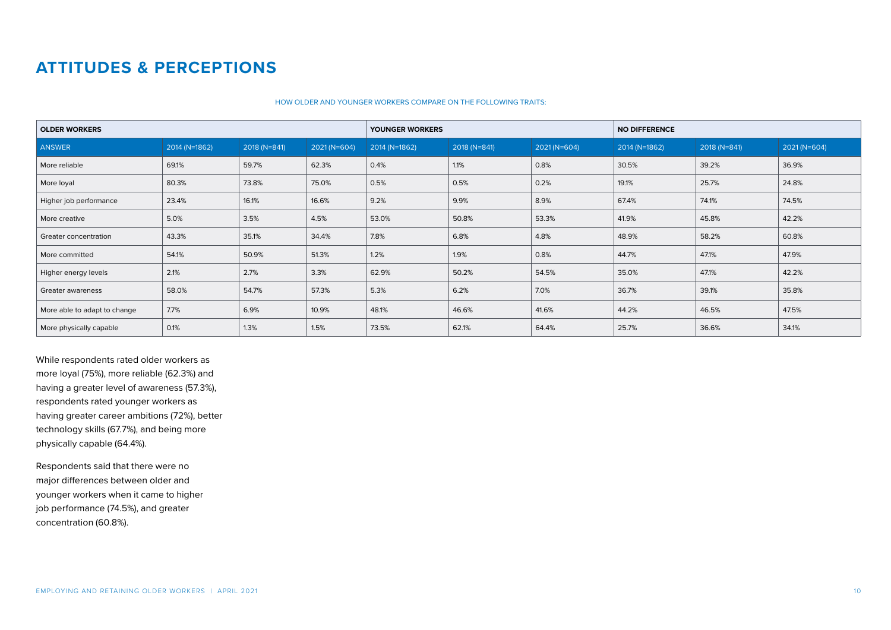# ATTITUDES & PERCEPTIONS

HOW OLDER AND YOUNGER WORKERS COMPARE ON THE FOLLOWING TRAITS:

| OLDER WORKERS | | | | YOUNGER WORKERS | | | NO DIFFERENCE | | |
|---|---|---|---|---|---|---|---|---|---|
| ANSWER | 2014 (N=1862) | 2018 (N=841) | 2021 (N=604) | 2014 (N=1862) | 2018 (N=841) | 2021 (N=604) | 2014 (N=1862) | 2018 (N=841) | 2021 (N=604) |
| More reliable | 69.1% | 59.7% | 62.3% | 0.4% | 1.1% | 0.8% | 30.5% | 39.2% | 36.9% |
| More loyal | 80.3% | 73.8% | 75.0% | 0.5% | 0.5% | 0.2% | 19.1% | 25.7% | 24.8% |
| Higher job performance | 23.4% | 16.1% | 16.6% | 9.2% | 9.9% | 8.9% | 67.4% | 74.1% | 74.5% |
| More creative | 5.0% | 3.5% | 4.5% | 53.0% | 50.8% | 53.3% | 41.9% | 45.8% | 42.2% |
| Greater concentration | 43.3% | 35.1% | 34.4% | 7.8% | 6.8% | 4.8% | 48.9% | 58.2% | 60.8% |
| More committed | 54.1% | 50.9% | 51.3% | 1.2% | 1.9% | 0.8% | 44.7% | 47.1% | 47.9% |
| Higher energy levels | 2.1% | 2.7% | 3.3% | 62.9% | 50.2% | 54.5% | 35.0% | 47.1% | 42.2% |
| Greater awareness | 58.0% | 54.7% | 57.3% | 5.3% | 6.2% | 7.0% | 36.7% | 39.1% | 35.8% |
| More able to adapt to change | 7.7% | 6.9% | 10.9% | 48.1% | 46.6% | 41.6% | 44.2% | 46.5% | 47.5% |
| More physically capable | 0.1% | 1.3% | 1.5% | 73.5% | 62.1% | 64.4% | 25.7% | 36.6% | 34.1% |

While respondents rated older workers as more loyal (75%), more reliable (62.3%) and having a greater level of awareness (57.3%), respondents rated younger workers as having greater career ambitions (72%), better technology skills (67.7%), and being more physically capable (64.4%).

Respondents said that there were no major differences between older and younger workers when it came to higher job performance (74.5%), and greater concentration (60.8%).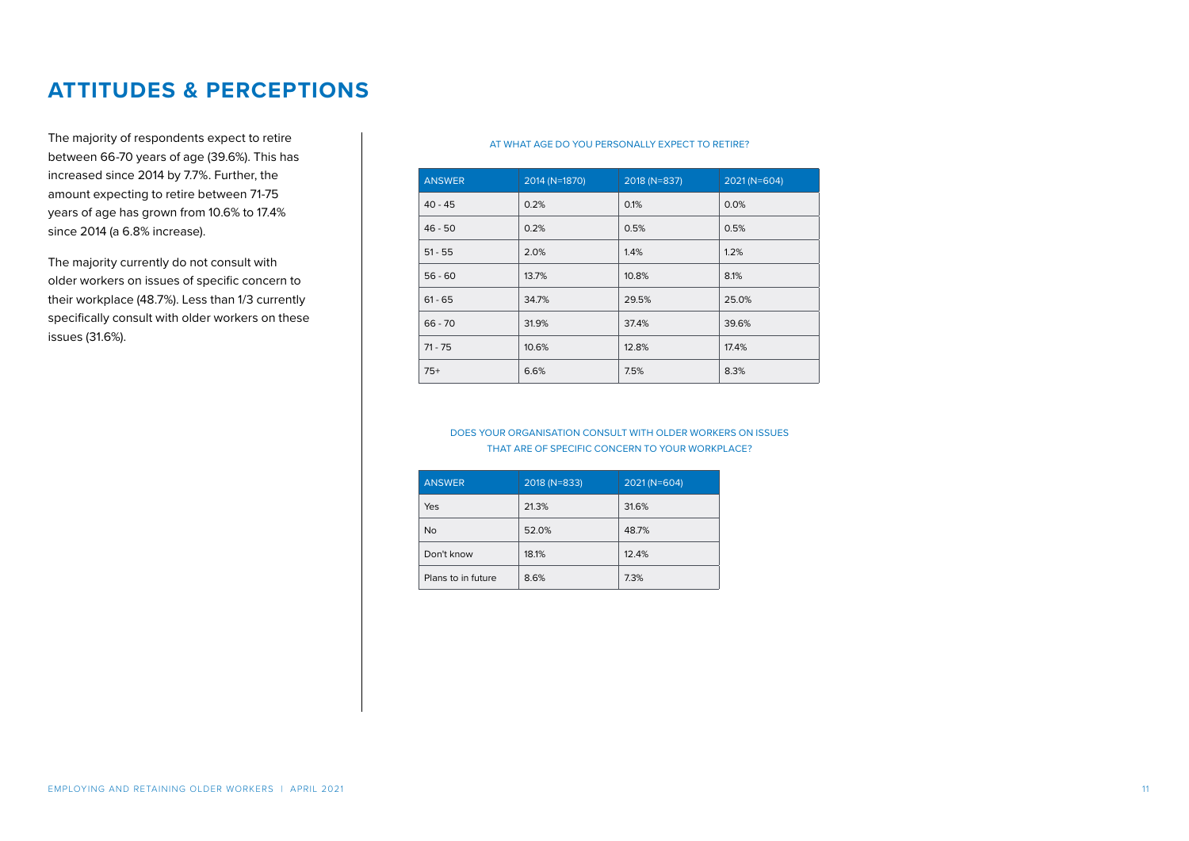## ATTITUDES & PERCEPTIONS

The majority of respondents expect to retire between 66-70 years of age (39.6%). This has increased since 2014 by 7.7%. Further, the amount expecting to retire between 71-75 years of age has grown from 10.6% to 17.4% since 2014 (a 6.8% increase).

The majority currently do not consult with older workers on issues of specific concern to their workplace (48.7%). Less than 1/3 currently specifically consult with older workers on these issues (31.6%).

AT WHAT AGE DO YOU PERSONALLY EXPECT TO RETIRE?

| ANSWER | 2014 (N=1870) | 2018 (N=837) | 2021 (N=604) |
|---|---|---|---|
| 40 - 45 | 0.2% | 0.1% | 0.0% |
| 46 - 50 | 0.2% | 0.5% | 0.5% |
| 51 - 55 | 2.0% | 1.4% | 1.2% |
| 56 - 60 | 13.7% | 10.8% | 8.1% |
| 61 - 65 | 34.7% | 29.5% | 25.0% |
| 66 - 70 | 31.9% | 37.4% | 39.6% |
| 71 - 75 | 10.6% | 12.8% | 17.4% |
| 75+ | 6.6% | 7.5% | 8.3% |

DOES YOUR ORGANISATION CONSULT WITH OLDER WORKERS ON ISSUES THAT ARE OF SPECIFIC CONCERN TO YOUR WORKPLACE?

| ANSWER | 2018 (N=833) | 2021 (N=604) |
|---|---|---|
| Yes | 21.3% | 31.6% |
| No | 52.0% | 48.7% |
| Don't know | 18.1% | 12.4% |
| Plans to in future | 8.6% | 7.3% |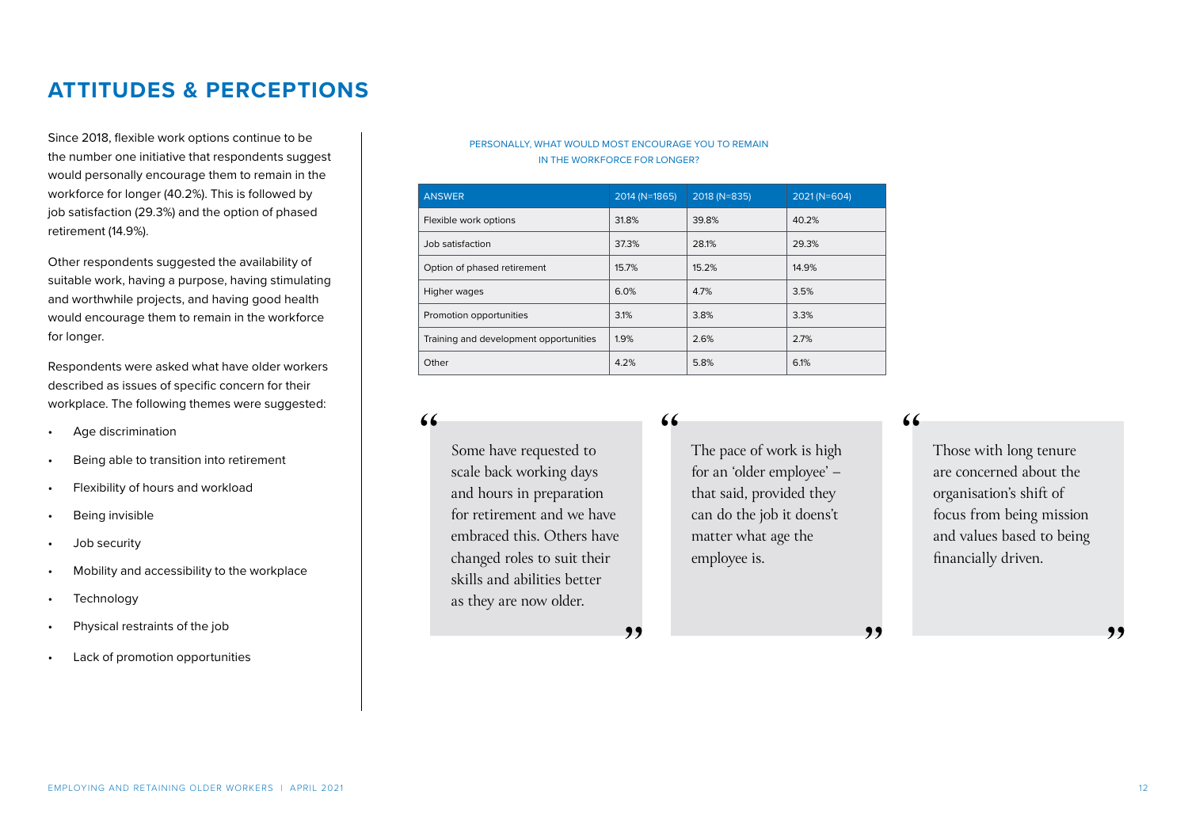## ATTITUDES & PERCEPTIONS

Since 2018, flexible work options continue to be the number one initiative that respondents suggest would personally encourage them to remain in the workforce for longer (40.2%). This is followed by job satisfaction (29.3%) and the option of phased retirement (14.9%).

Other respondents suggested the availability of suitable work, having a purpose, having stimulating and worthwhile projects, and having good health would encourage them to remain in the workforce for longer.

Respondents were asked what have older workers described as issues of specific concern for their workplace. The following themes were suggested:

- Age discrimination
- Being able to transition into retirement
- Flexibility of hours and workload
- Being invisible
- Job security
- Mobility and accessibility to the workplace
- Technology
- Physical restraints of the job
- Lack of promotion opportunities

PERSONALLY, WHAT WOULD MOST ENCOURAGE YOU TO REMAIN IN THE WORKFORCE FOR LONGER?

| ANSWER | 2014 (N=1865) | 2018 (N=835) | 2021 (N=604) |
|---|---|---|---|
| Flexible work options | 31.8% | 39.8% | 40.2% |
| Job satisfaction | 37.3% | 28.1% | 29.3% |
| Option of phased retirement | 15.7% | 15.2% | 14.9% |
| Higher wages | 6.0% | 4.7% | 3.5% |
| Promotion opportunities | 3.1% | 3.8% | 3.3% |
| Training and development opportunities | 1.9% | 2.6% | 2.7% |
| Other | 4.2% | 5.8% | 6.1% |

> "Some have requested to scale back working days and hours in preparation for retirement and we have embraced this. Others have changed roles to suit their skills and abilities better as they are now older."

> "The pace of work is high for an 'older employee' – that said, provided they can do the job it doesn't matter what age the employee is."

> "Those with long tenure are concerned about the organisation's shift of focus from being mission and values based to being financially driven."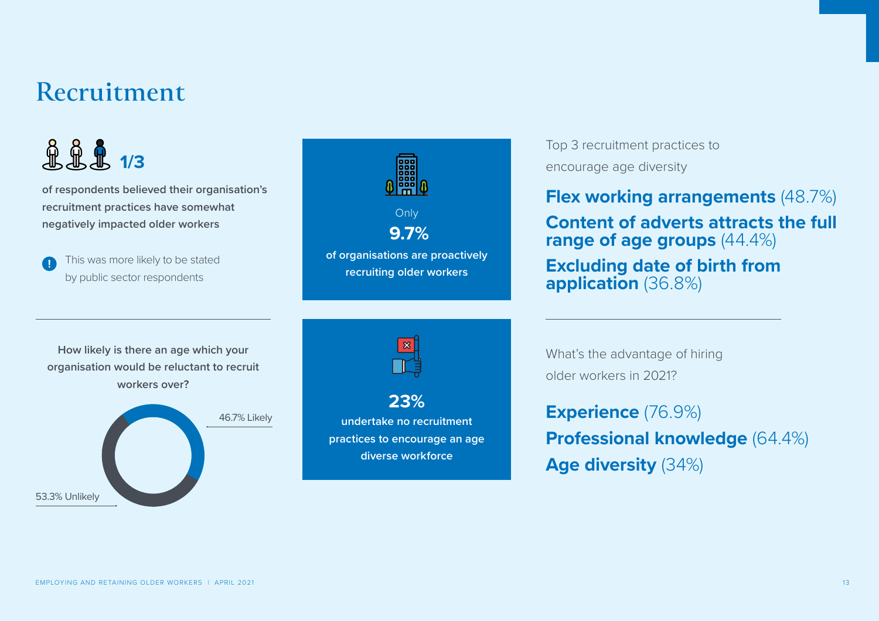# Recruitment

**1/3**

**of respondents believed their organisation's recruitment practices have somewhat negatively impacted older workers**

This was more likely to be stated by public sector respondents

Only

**9.7%**

**of organisations are proactively recruiting older workers**

Top 3 recruitment practices to encourage age diversity

**Flex working arrangements** (48.7%)

**Content of adverts attracts the full range of age groups** (44.4%)

**Excluding date of birth from application** (36.8%)

**How likely is there an age which your organisation would be reluctant to recruit workers over?**

46.7% Likely

53.3% Unlikely

**23%**

**undertake no recruitment practices to encourage an age diverse workforce**

What's the advantage of hiring older workers in 2021?

**Experience** (76.9%)

**Professional knowledge** (64.4%)

**Age diversity** (34%)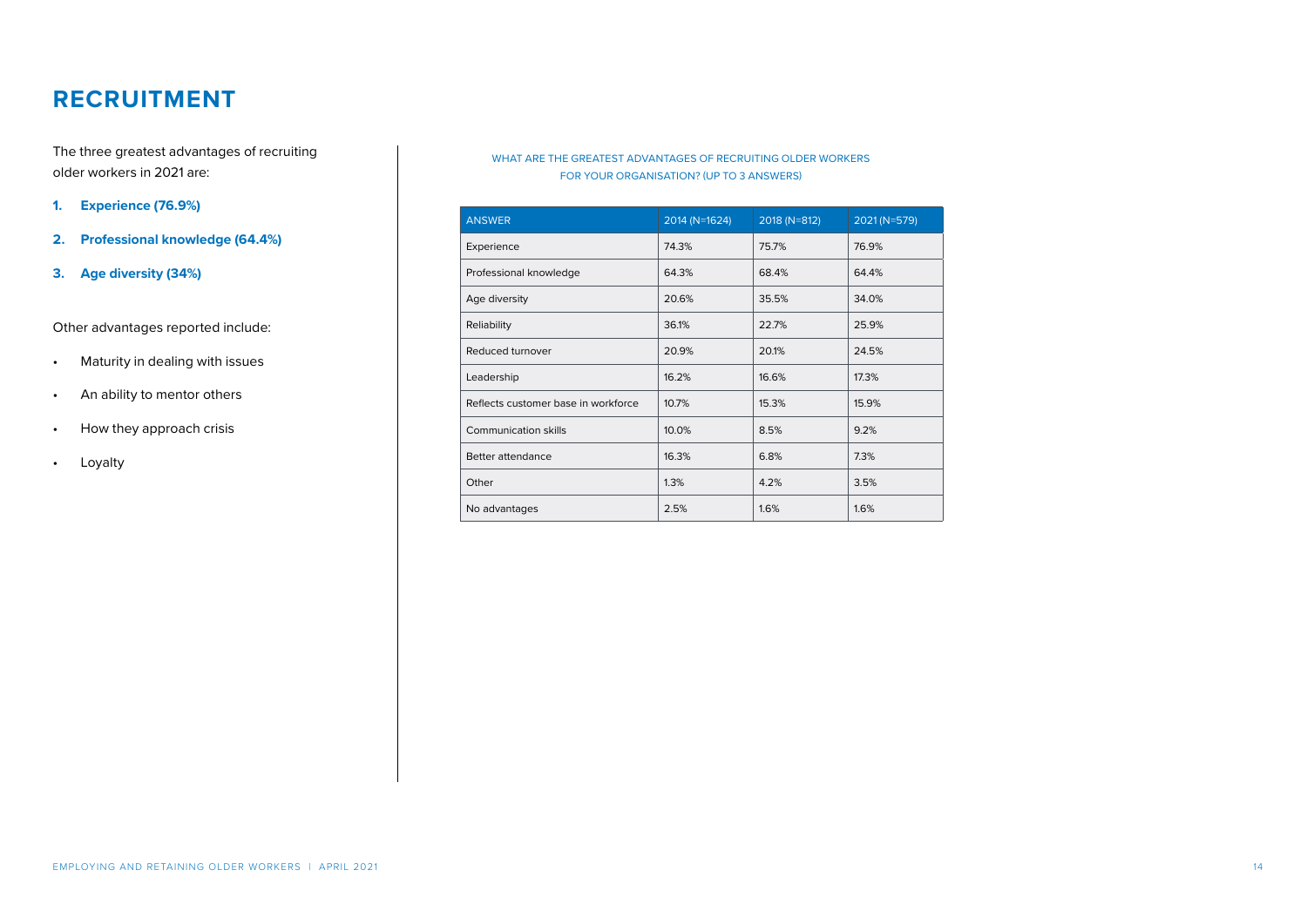# RECRUITMENT

The three greatest advantages of recruiting older workers in 2021 are:

1. **Experience (76.9%)**
2. **Professional knowledge (64.4%)**
3. **Age diversity (34%)**

Other advantages reported include:

- Maturity in dealing with issues
- An ability to mentor others
- How they approach crisis
- Loyalty

WHAT ARE THE GREATEST ADVANTAGES OF RECRUITING OLDER WORKERS FOR YOUR ORGANISATION? (UP TO 3 ANSWERS)

| ANSWER | 2014 (N=1624) | 2018 (N=812) | 2021 (N=579) |
|---|---|---|---|
| Experience | 74.3% | 75.7% | 76.9% |
| Professional knowledge | 64.3% | 68.4% | 64.4% |
| Age diversity | 20.6% | 35.5% | 34.0% |
| Reliability | 36.1% | 22.7% | 25.9% |
| Reduced turnover | 20.9% | 20.1% | 24.5% |
| Leadership | 16.2% | 16.6% | 17.3% |
| Reflects customer base in workforce | 10.7% | 15.3% | 15.9% |
| Communication skills | 10.0% | 8.5% | 9.2% |
| Better attendance | 16.3% | 6.8% | 7.3% |
| Other | 1.3% | 4.2% | 3.5% |
| No advantages | 2.5% | 1.6% | 1.6% |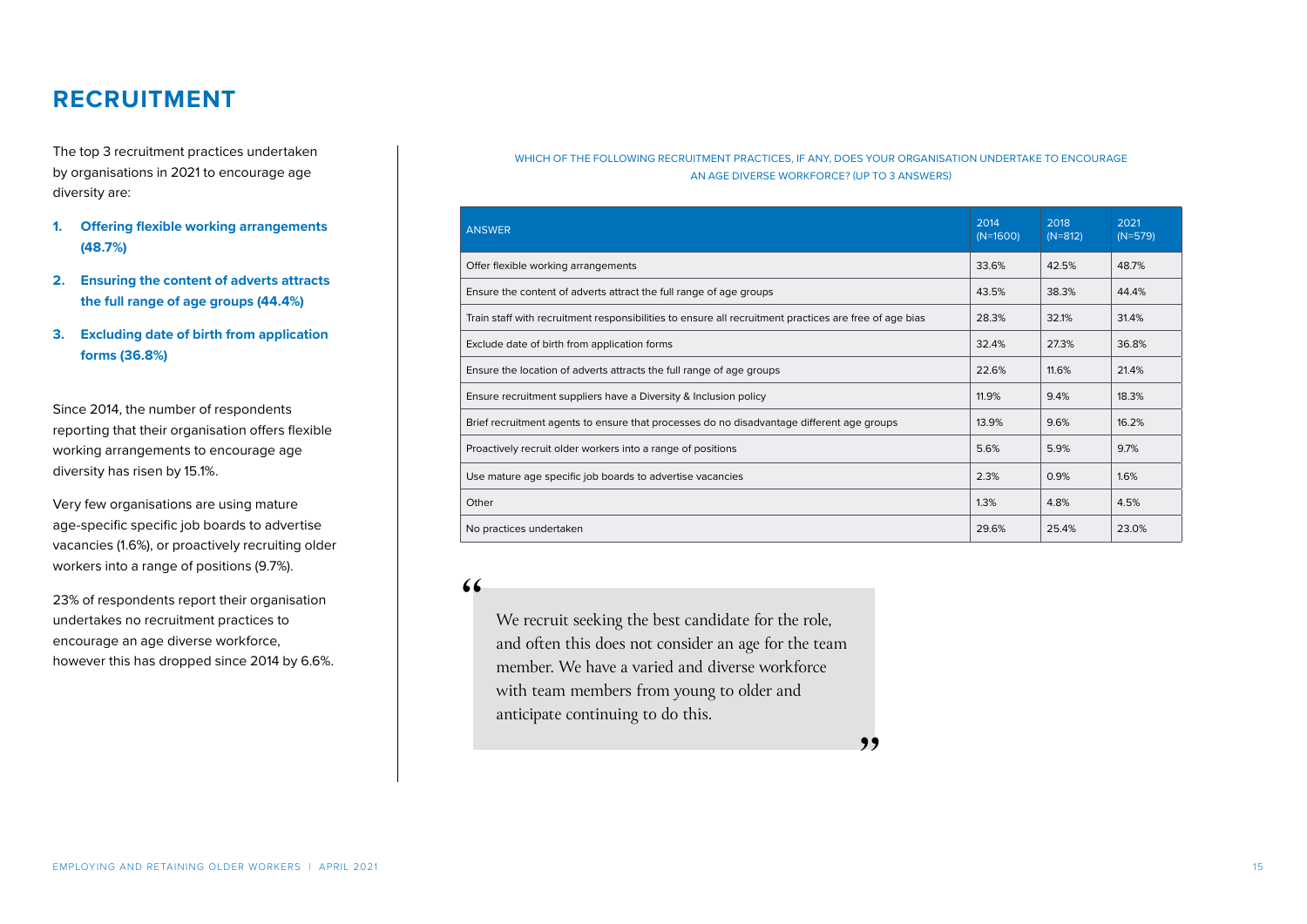# RECRUITMENT

The top 3 recruitment practices undertaken by organisations in 2021 to encourage age diversity are:

1. **Offering flexible working arrangements (48.7%)**
2. **Ensuring the content of adverts attracts the full range of age groups (44.4%)**
3. **Excluding date of birth from application forms (36.8%)**

Since 2014, the number of respondents reporting that their organisation offers flexible working arrangements to encourage age diversity has risen by 15.1%.

Very few organisations are using mature age-specific specific job boards to advertise vacancies (1.6%), or proactively recruiting older workers into a range of positions (9.7%).

23% of respondents report their organisation undertakes no recruitment practices to encourage an age diverse workforce, however this has dropped since 2014 by 6.6%.

WHICH OF THE FOLLOWING RECRUITMENT PRACTICES, IF ANY, DOES YOUR ORGANISATION UNDERTAKE TO ENCOURAGE AN AGE DIVERSE WORKFORCE? (UP TO 3 ANSWERS)

| ANSWER | 2014 (N=1600) | 2018 (N=812) | 2021 (N=579) |
|---|---|---|---|
| Offer flexible working arrangements | 33.6% | 42.5% | 48.7% |
| Ensure the content of adverts attract the full range of age groups | 43.5% | 38.3% | 44.4% |
| Train staff with recruitment responsibilities to ensure all recruitment practices are free of age bias | 28.3% | 32.1% | 31.4% |
| Exclude date of birth from application forms | 32.4% | 27.3% | 36.8% |
| Ensure the location of adverts attracts the full range of age groups | 22.6% | 11.6% | 21.4% |
| Ensure recruitment suppliers have a Diversity & Inclusion policy | 11.9% | 9.4% | 18.3% |
| Brief recruitment agents to ensure that processes do no disadvantage different age groups | 13.9% | 9.6% | 16.2% |
| Proactively recruit older workers into a range of positions | 5.6% | 5.9% | 9.7% |
| Use mature age specific job boards to advertise vacancies | 2.3% | 0.9% | 1.6% |
| Other | 1.3% | 4.8% | 4.5% |
| No practices undertaken | 29.6% | 25.4% | 23.0% |

> "We recruit seeking the best candidate for the role, and often this does not consider an age for the team member. We have a varied and diverse workforce with team members from young to older and anticipate continuing to do this."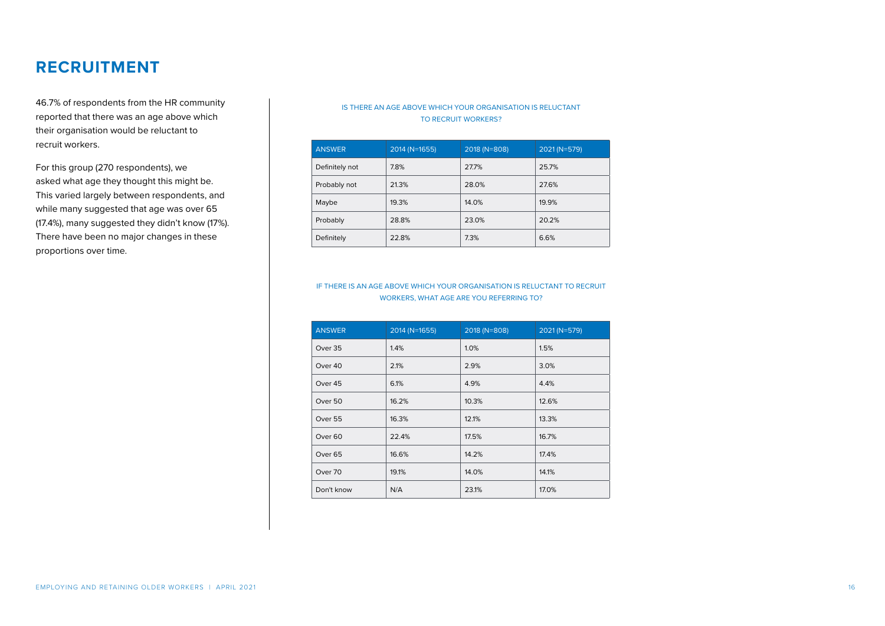# RECRUITMENT

46.7% of respondents from the HR community reported that there was an age above which their organisation would be reluctant to recruit workers.

For this group (270 respondents), we asked what age they thought this might be. This varied largely between respondents, and while many suggested that age was over 65 (17.4%), many suggested they didn't know (17%). There have been no major changes in these proportions over time.

IS THERE AN AGE ABOVE WHICH YOUR ORGANISATION IS RELUCTANT TO RECRUIT WORKERS?

| ANSWER | 2014 (N=1655) | 2018 (N=808) | 2021 (N=579) |
|---|---|---|---|
| Definitely not | 7.8% | 27.7% | 25.7% |
| Probably not | 21.3% | 28.0% | 27.6% |
| Maybe | 19.3% | 14.0% | 19.9% |
| Probably | 28.8% | 23.0% | 20.2% |
| Definitely | 22.8% | 7.3% | 6.6% |

IF THERE IS AN AGE ABOVE WHICH YOUR ORGANISATION IS RELUCTANT TO RECRUIT WORKERS, WHAT AGE ARE YOU REFERRING TO?

| ANSWER | 2014 (N=1655) | 2018 (N=808) | 2021 (N=579) |
|---|---|---|---|
| Over 35 | 1.4% | 1.0% | 1.5% |
| Over 40 | 2.1% | 2.9% | 3.0% |
| Over 45 | 6.1% | 4.9% | 4.4% |
| Over 50 | 16.2% | 10.3% | 12.6% |
| Over 55 | 16.3% | 12.1% | 13.3% |
| Over 60 | 22.4% | 17.5% | 16.7% |
| Over 65 | 16.6% | 14.2% | 17.4% |
| Over 70 | 19.1% | 14.0% | 14.1% |
| Don't know | N/A | 23.1% | 17.0% |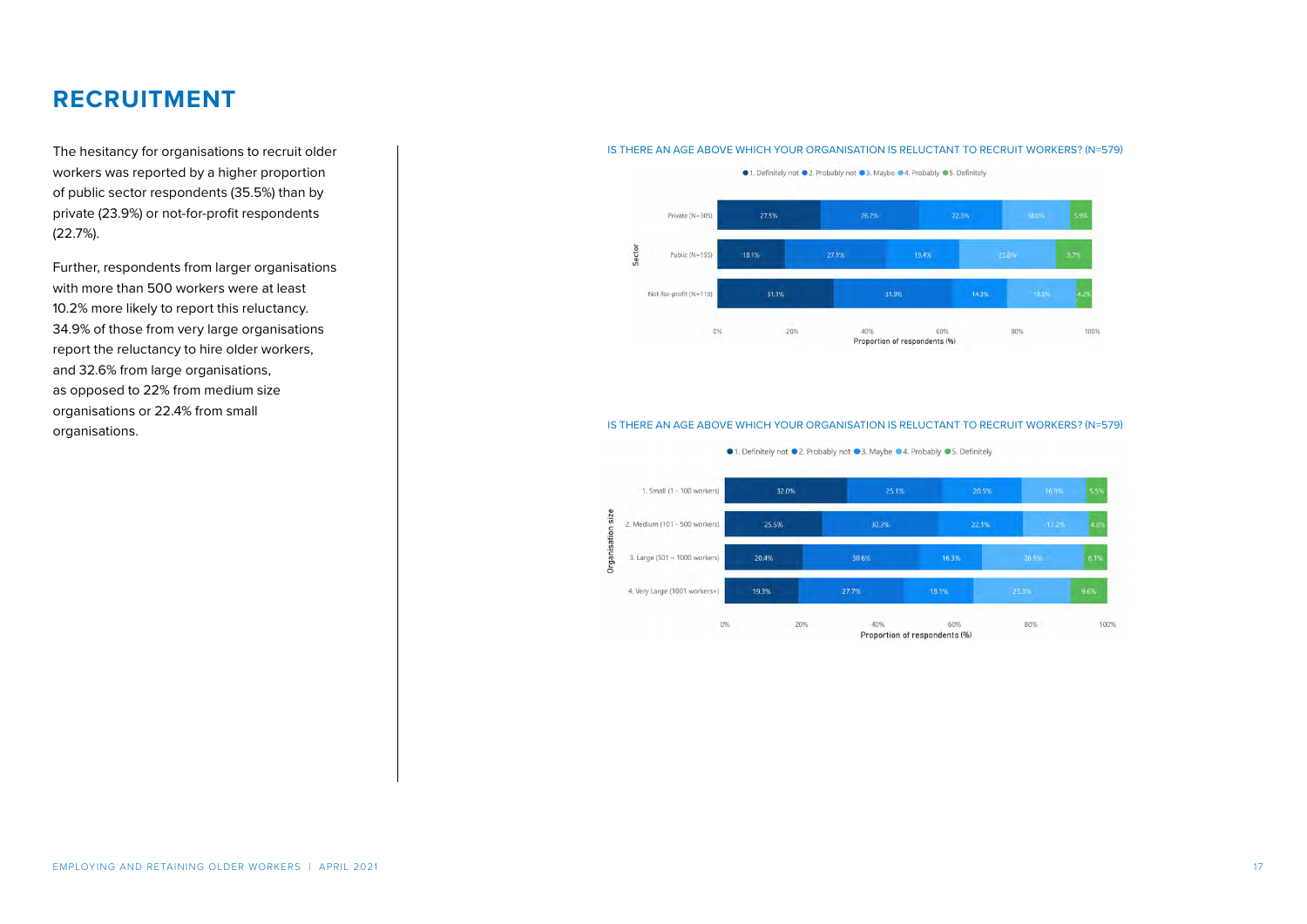# RECRUITMENT

The hesitancy for organisations to recruit older workers was reported by a higher proportion of public sector respondents (35.5%) than by private (23.9%) or not-for-profit respondents (22.7%).

Further, respondents from larger organisations with more than 500 workers were at least 10.2% more likely to report this reluctancy. 34.9% of those from very large organisations report the reluctancy to hire older workers, and 32.6% from large organisations, as opposed to 22% from medium size organisations or 22.4% from small organisations.

IS THERE AN AGE ABOVE WHICH YOUR ORGANISATION IS RELUCTANT TO RECRUIT WORKERS? (N=579)

| Sector | 1. Definitely not | 2. Probably not | 3. Maybe | 4. Probably | 5. Definitely |
|---|---|---|---|---|---|
| Private (N=305) | 27.5% | 26.2% | 22.3% | 18.0% | 5.9% |
| Public (N=155) | 18.1% | 27.1% | 19.4% | 25.8% | 5.7% |
| Not-for-profit (N=119) | 31.1% | 31.9% | 14.3% | 18.5% | 4.2% |

IS THERE AN AGE ABOVE WHICH YOUR ORGANISATION IS RELUCTANT TO RECRUIT WORKERS? (N=579)

| Organisation size | 1. Definitely not | 2. Probably not | 3. Maybe | 4. Probably | 5. Definitely |
|---|---|---|---|---|---|
| 1. Small (1 - 100 workers) | 32.0% | 25.1% | 20.5% | 16.9% | 5.5% |
| 2. Medium (101 - 500 workers) | 25.5% | 30.3% | 22.1% | 17.2% | 4.8% |
| 3. Large (501 – 1000 workers) | 20.4% | 30.6% | 16.3% | 26.5% | 6.1% |
| 4. Very Large (1001 workers+) | 19.3% | 27.7% | 18.1% | 25.3% | 9.6% |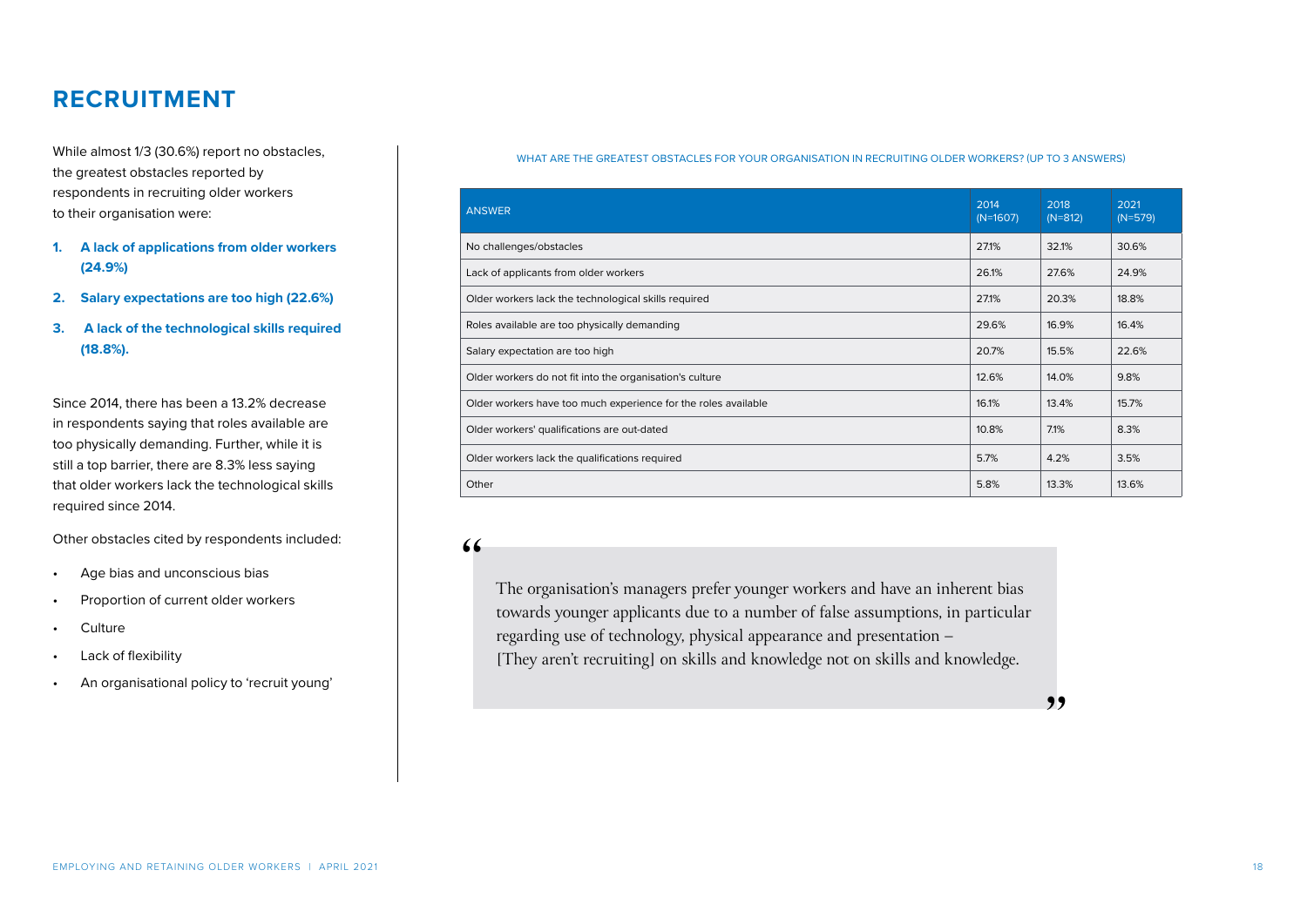# RECRUITMENT

While almost 1/3 (30.6%) report no obstacles, the greatest obstacles reported by respondents in recruiting older workers to their organisation were:

1. **A lack of applications from older workers (24.9%)**
2. **Salary expectations are too high (22.6%)**
3. **A lack of the technological skills required (18.8%).**

Since 2014, there has been a 13.2% decrease in respondents saying that roles available are too physically demanding. Further, while it is still a top barrier, there are 8.3% less saying that older workers lack the technological skills required since 2014.

Other obstacles cited by respondents included:

- Age bias and unconscious bias
- Proportion of current older workers
- Culture
- Lack of flexibility
- An organisational policy to 'recruit young'

WHAT ARE THE GREATEST OBSTACLES FOR YOUR ORGANISATION IN RECRUITING OLDER WORKERS? (UP TO 3 ANSWERS)

| ANSWER | 2014 (N=1607) | 2018 (N=812) | 2021 (N=579) |
|---|---|---|---|
| No challenges/obstacles | 27.1% | 32.1% | 30.6% |
| Lack of applicants from older workers | 26.1% | 27.6% | 24.9% |
| Older workers lack the technological skills required | 27.1% | 20.3% | 18.8% |
| Roles available are too physically demanding | 29.6% | 16.9% | 16.4% |
| Salary expectation are too high | 20.7% | 15.5% | 22.6% |
| Older workers do not fit into the organisation's culture | 12.6% | 14.0% | 9.8% |
| Older workers have too much experience for the roles available | 16.1% | 13.4% | 15.7% |
| Older workers' qualifications are out-dated | 10.8% | 7.1% | 8.3% |
| Older workers lack the qualifications required | 5.7% | 4.2% | 3.5% |
| Other | 5.8% | 13.3% | 13.6% |

> "The organisation's managers prefer younger workers and have an inherent bias towards younger applicants due to a number of false assumptions, in particular regarding use of technology, physical appearance and presentation – [They aren't recruiting] on skills and knowledge not on skills and knowledge."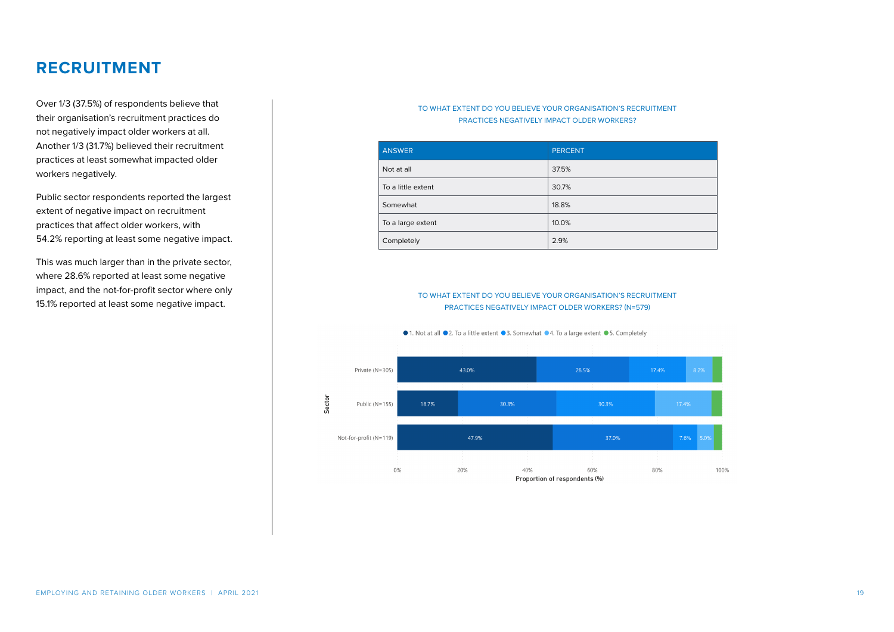# RECRUITMENT

Over 1/3 (37.5%) of respondents believe that their organisation's recruitment practices do not negatively impact older workers at all. Another 1/3 (31.7%) believed their recruitment practices at least somewhat impacted older workers negatively.

Public sector respondents reported the largest extent of negative impact on recruitment practices that affect older workers, with 54.2% reporting at least some negative impact.

This was much larger than in the private sector, where 28.6% reported at least some negative impact, and the not-for-profit sector where only 15.1% reported at least some negative impact.

TO WHAT EXTENT DO YOU BELIEVE YOUR ORGANISATION'S RECRUITMENT PRACTICES NEGATIVELY IMPACT OLDER WORKERS?

| ANSWER | PERCENT |
|---|---|
| Not at all | 37.5% |
| To a little extent | 30.7% |
| Somewhat | 18.8% |
| To a large extent | 10.0% |
| Completely | 2.9% |

TO WHAT EXTENT DO YOU BELIEVE YOUR ORGANISATION'S RECRUITMENT PRACTICES NEGATIVELY IMPACT OLDER WORKERS? (N=579)

| Sector | 1. Not at all | 2. To a little extent | 3. Somewhat | 4. To a large extent | 5. Completely |
|---|---|---|---|---|---|
| Private (N=305) | 43.0% | 28.5% | 17.4% | 8.2% | |
| Public (N=155) | 18.7% | 30.3% | 30.3% | 17.4% | |
| Not-for-profit (N=119) | 47.9% | 37.0% | 7.6% | 5.0% | |

Proportion of respondents (%)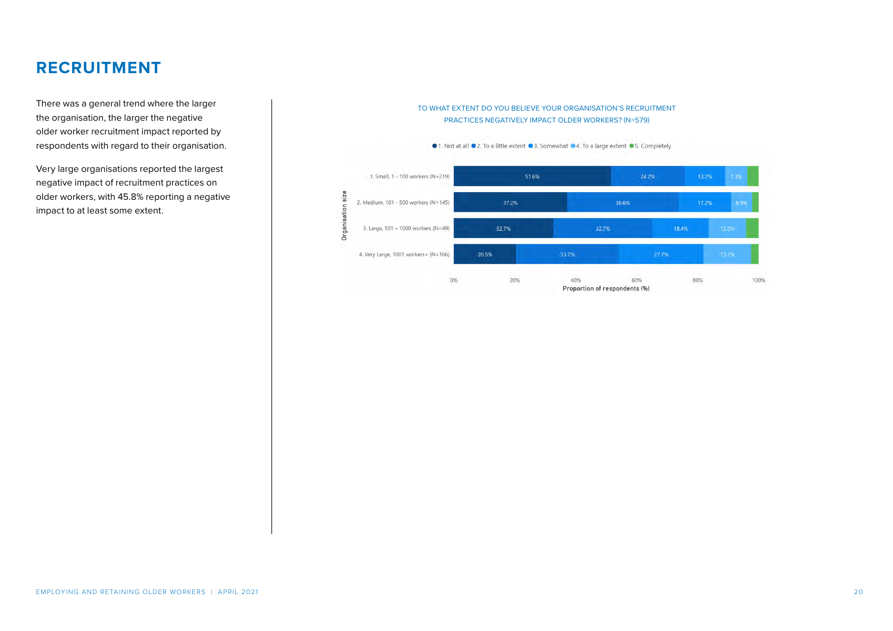# RECRUITMENT

There was a general trend where the larger the organisation, the larger the negative older worker recruitment impact reported by respondents with regard to their organisation.

Very large organisations reported the largest negative impact of recruitment practices on older workers, with 45.8% reporting a negative impact to at least some extent.

TO WHAT EXTENT DO YOU BELIEVE YOUR ORGANISATION'S RECRUITMENT PRACTICES NEGATIVELY IMPACT OLDER WORKERS? (N=579)

| Organisation size | 1. Not at all | 2. To a little extent | 3. Somewhat | 4. To a large extent | 5. Completely |
|---|---|---|---|---|---|
| 1. Small, 1 - 100 workers (N=219) | 51.6% | 24.2% | 13.2% | 7.3% | |
| 2. Medium, 101 - 500 workers (N=145) | 37.2% | 36.6% | 17.2% | 6.9% | |
| 3. Large, 501 – 1000 workers (N=49) | 32.7% | 32.7% | 18.4% | 12.2% | |
| 4. Very Large, 1001 workers+ (N=166) | 20.5% | 33.7% | 27.7% | 15.7% | |

Proportion of respondents (%)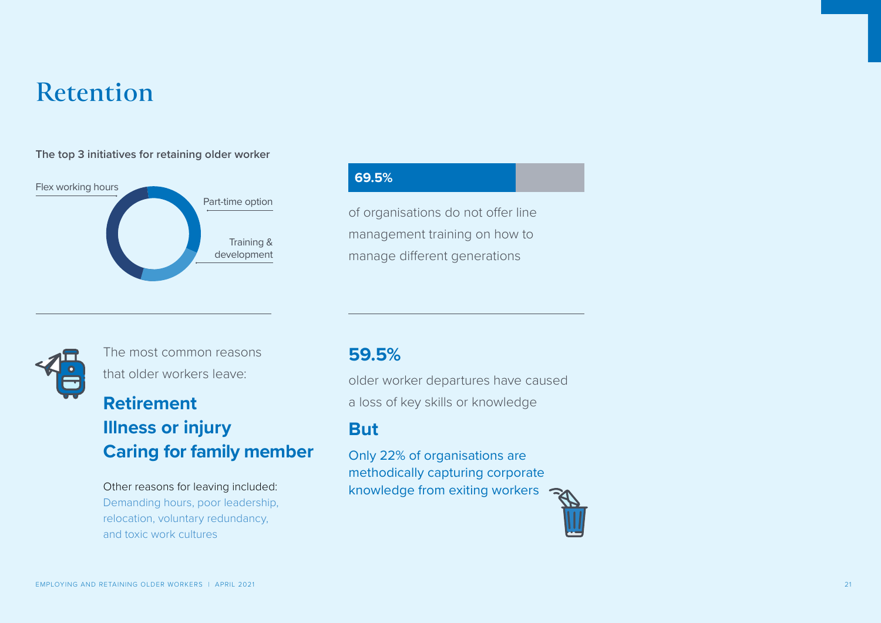# Retention

**The top 3 initiatives for retaining older worker**

Flex working hours

Part-time option

Training & development

**69.5%**

of organisations do not offer line management training on how to manage different generations

The most common reasons that older workers leave:

**Retirement**
**Illness or injury**
**Caring for family member**

Other reasons for leaving included:
Demanding hours, poor leadership, relocation, voluntary redundancy, and toxic work cultures

**59.5%**

older worker departures have caused a loss of key skills or knowledge

**But**

Only 22% of organisations are methodically capturing corporate knowledge from exiting workers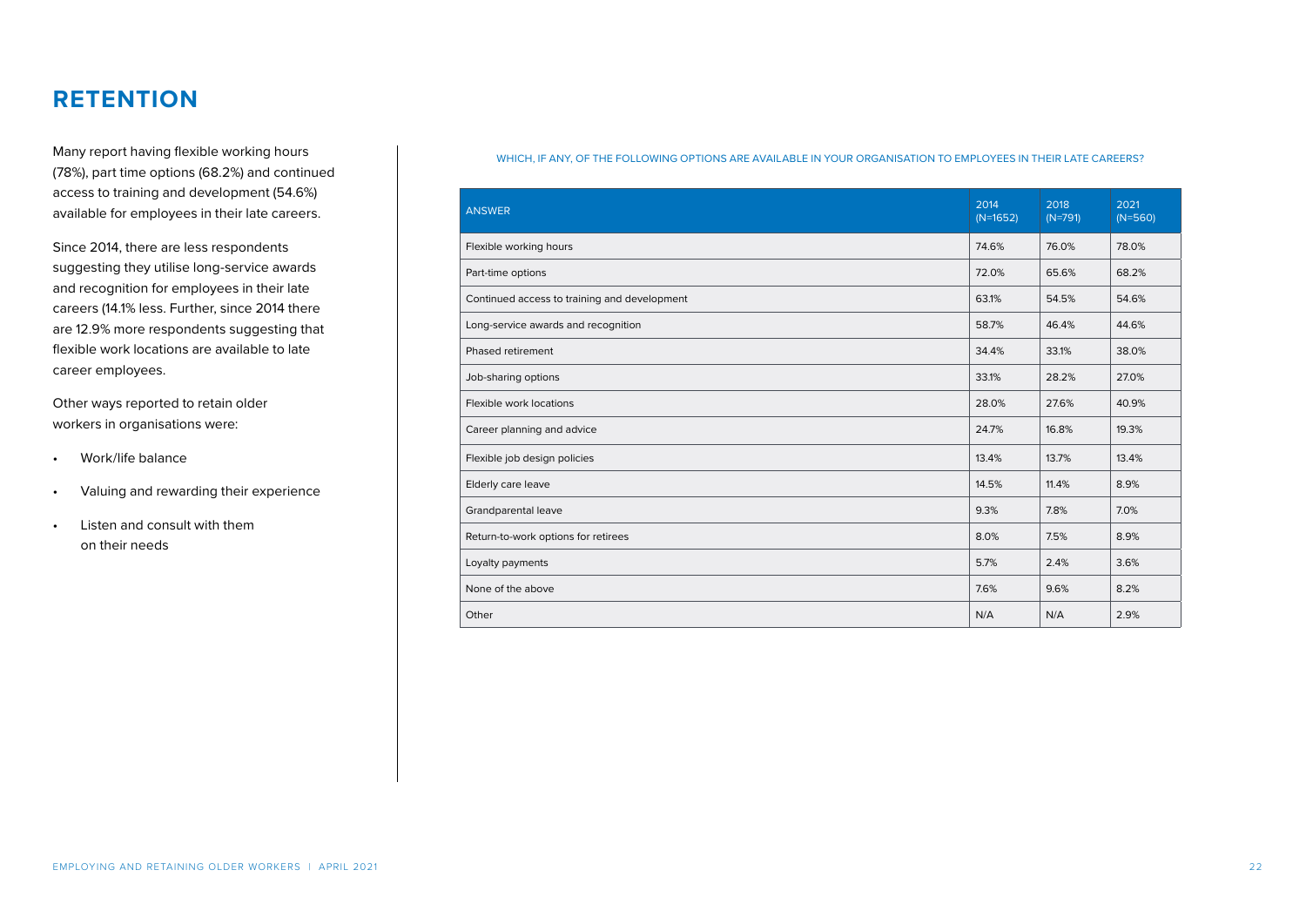## RETENTION

Many report having flexible working hours (78%), part time options (68.2%) and continued access to training and development (54.6%) available for employees in their late careers.

Since 2014, there are less respondents suggesting they utilise long-service awards and recognition for employees in their late careers (14.1% less. Further, since 2014 there are 12.9% more respondents suggesting that flexible work locations are available to late career employees.

Other ways reported to retain older workers in organisations were:

- Work/life balance
- Valuing and rewarding their experience
- Listen and consult with them on their needs

WHICH, IF ANY, OF THE FOLLOWING OPTIONS ARE AVAILABLE IN YOUR ORGANISATION TO EMPLOYEES IN THEIR LATE CAREERS?

| ANSWER | 2014 (N=1652) | 2018 (N=791) | 2021 (N=560) |
|---|---|---|---|
| Flexible working hours | 74.6% | 76.0% | 78.0% |
| Part-time options | 72.0% | 65.6% | 68.2% |
| Continued access to training and development | 63.1% | 54.5% | 54.6% |
| Long-service awards and recognition | 58.7% | 46.4% | 44.6% |
| Phased retirement | 34.4% | 33.1% | 38.0% |
| Job-sharing options | 33.1% | 28.2% | 27.0% |
| Flexible work locations | 28.0% | 27.6% | 40.9% |
| Career planning and advice | 24.7% | 16.8% | 19.3% |
| Flexible job design policies | 13.4% | 13.7% | 13.4% |
| Elderly care leave | 14.5% | 11.4% | 8.9% |
| Grandparental leave | 9.3% | 7.8% | 7.0% |
| Return-to-work options for retirees | 8.0% | 7.5% | 8.9% |
| Loyalty payments | 5.7% | 2.4% | 3.6% |
| None of the above | 7.6% | 9.6% | 8.2% |
| Other | N/A | N/A | 2.9% |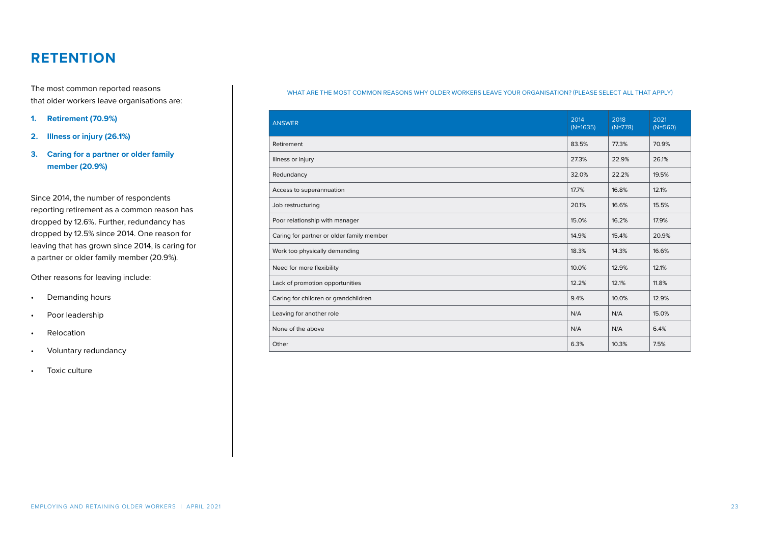# RETENTION

The most common reported reasons that older workers leave organisations are:

1. **Retirement (70.9%)**
2. **Illness or injury (26.1%)**
3. **Caring for a partner or older family member (20.9%)**

Since 2014, the number of respondents reporting retirement as a common reason has dropped by 12.6%. Further, redundancy has dropped by 12.5% since 2014. One reason for leaving that has grown since 2014, is caring for a partner or older family member (20.9%).

Other reasons for leaving include:

- Demanding hours
- Poor leadership
- Relocation
- Voluntary redundancy
- Toxic culture

WHAT ARE THE MOST COMMON REASONS WHY OLDER WORKERS LEAVE YOUR ORGANISATION? (PLEASE SELECT ALL THAT APPLY)

| ANSWER | 2014 (N=1635) | 2018 (N=778) | 2021 (N=560) |
|---|---|---|---|
| Retirement | 83.5% | 77.3% | 70.9% |
| Illness or injury | 27.3% | 22.9% | 26.1% |
| Redundancy | 32.0% | 22.2% | 19.5% |
| Access to superannuation | 17.7% | 16.8% | 12.1% |
| Job restructuring | 20.1% | 16.6% | 15.5% |
| Poor relationship with manager | 15.0% | 16.2% | 17.9% |
| Caring for partner or older family member | 14.9% | 15.4% | 20.9% |
| Work too physically demanding | 18.3% | 14.3% | 16.6% |
| Need for more flexibility | 10.0% | 12.9% | 12.1% |
| Lack of promotion opportunities | 12.2% | 12.1% | 11.8% |
| Caring for children or grandchildren | 9.4% | 10.0% | 12.9% |
| Leaving for another role | N/A | N/A | 15.0% |
| None of the above | N/A | N/A | 6.4% |
| Other | 6.3% | 10.3% | 7.5% |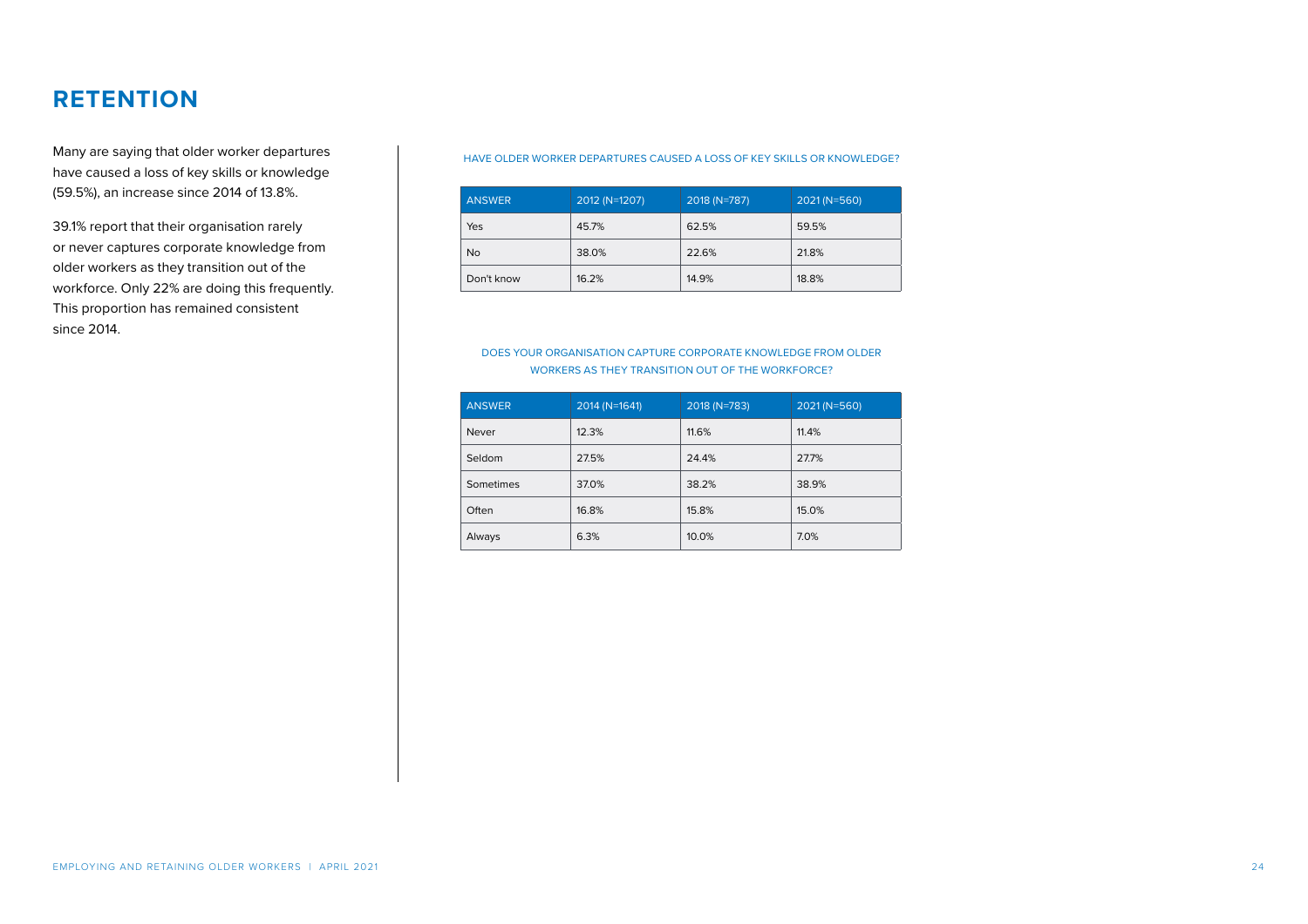# RETENTION

Many are saying that older worker departures have caused a loss of key skills or knowledge (59.5%), an increase since 2014 of 13.8%.

39.1% report that their organisation rarely or never captures corporate knowledge from older workers as they transition out of the workforce. Only 22% are doing this frequently. This proportion has remained consistent since 2014.

HAVE OLDER WORKER DEPARTURES CAUSED A LOSS OF KEY SKILLS OR KNOWLEDGE?

| ANSWER | 2012 (N=1207) | 2018 (N=787) | 2021 (N=560) |
| --- | --- | --- | --- |
| Yes | 45.7% | 62.5% | 59.5% |
| No | 38.0% | 22.6% | 21.8% |
| Don't know | 16.2% | 14.9% | 18.8% |

DOES YOUR ORGANISATION CAPTURE CORPORATE KNOWLEDGE FROM OLDER WORKERS AS THEY TRANSITION OUT OF THE WORKFORCE?

| ANSWER | 2014 (N=1641) | 2018 (N=783) | 2021 (N=560) |
| --- | --- | --- | --- |
| Never | 12.3% | 11.6% | 11.4% |
| Seldom | 27.5% | 24.4% | 27.7% |
| Sometimes | 37.0% | 38.2% | 38.9% |
| Often | 16.8% | 15.8% | 15.0% |
| Always | 6.3% | 10.0% | 7.0% |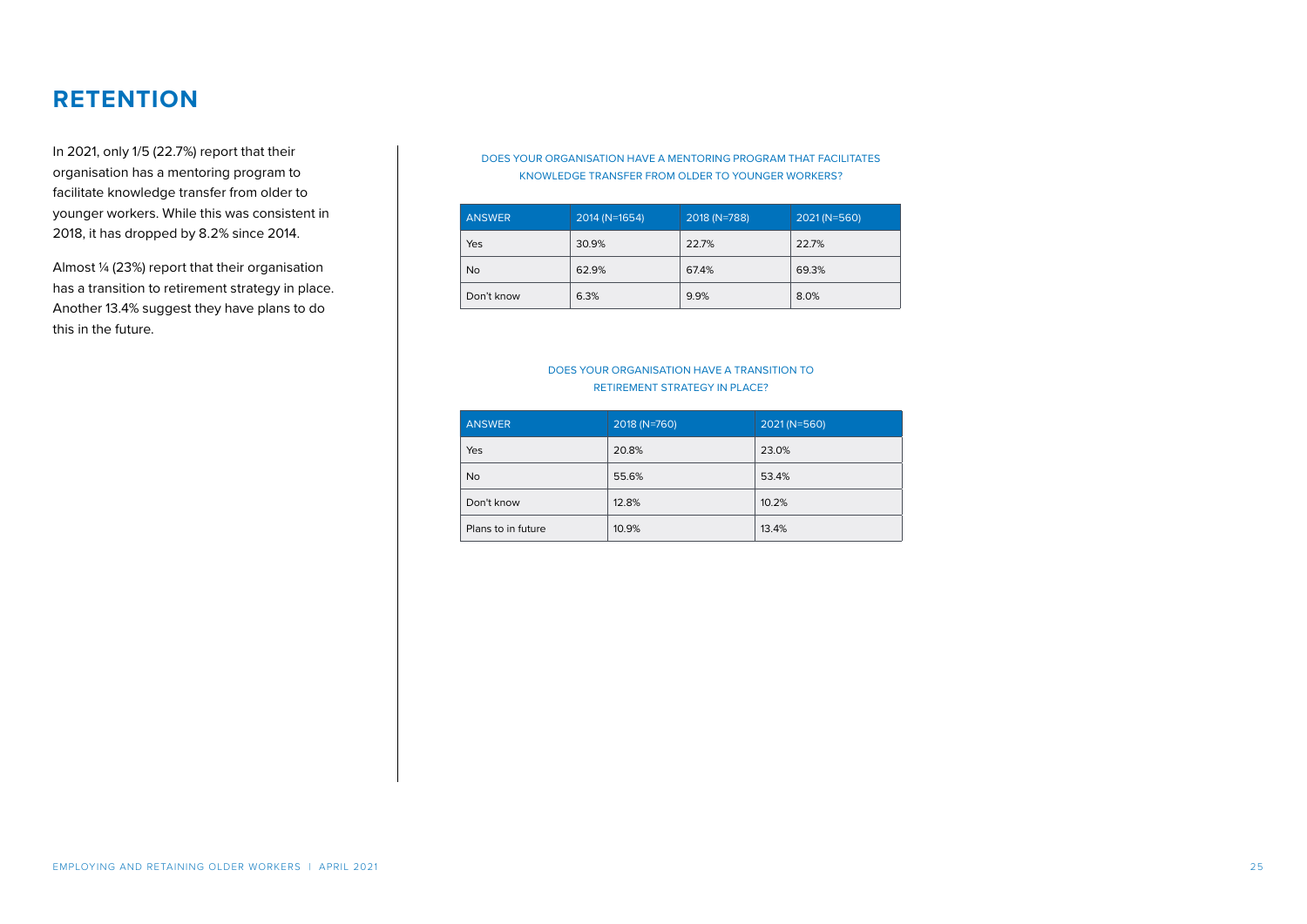# RETENTION

In 2021, only 1/5 (22.7%) report that their organisation has a mentoring program to facilitate knowledge transfer from older to younger workers. While this was consistent in 2018, it has dropped by 8.2% since 2014.

Almost ¼ (23%) report that their organisation has a transition to retirement strategy in place. Another 13.4% suggest they have plans to do this in the future.

DOES YOUR ORGANISATION HAVE A MENTORING PROGRAM THAT FACILITATES KNOWLEDGE TRANSFER FROM OLDER TO YOUNGER WORKERS?

| ANSWER | 2014 (N=1654) | 2018 (N=788) | 2021 (N=560) |
|---|---|---|---|
| Yes | 30.9% | 22.7% | 22.7% |
| No | 62.9% | 67.4% | 69.3% |
| Don't know | 6.3% | 9.9% | 8.0% |

DOES YOUR ORGANISATION HAVE A TRANSITION TO RETIREMENT STRATEGY IN PLACE?

| ANSWER | 2018 (N=760) | 2021 (N=560) |
|---|---|---|
| Yes | 20.8% | 23.0% |
| No | 55.6% | 53.4% |
| Don't know | 12.8% | 10.2% |
| Plans to in future | 10.9% | 13.4% |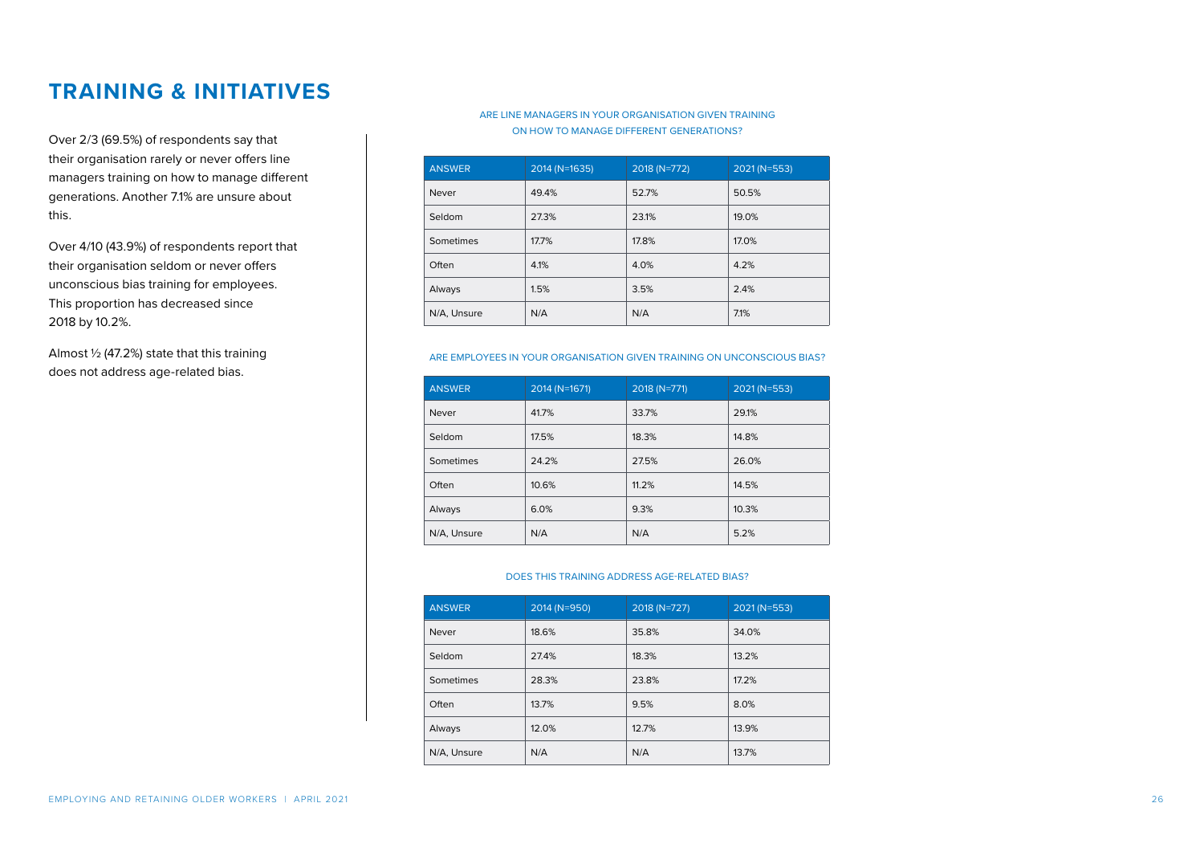# TRAINING & INITIATIVES

Over 2/3 (69.5%) of respondents say that their organisation rarely or never offers line managers training on how to manage different generations. Another 7.1% are unsure about this.

Over 4/10 (43.9%) of respondents report that their organisation seldom or never offers unconscious bias training for employees. This proportion has decreased since 2018 by 10.2%.

Almost ½ (47.2%) state that this training does not address age-related bias.

ARE LINE MANAGERS IN YOUR ORGANISATION GIVEN TRAINING ON HOW TO MANAGE DIFFERENT GENERATIONS?

| ANSWER | 2014 (N=1635) | 2018 (N=772) | 2021 (N=553) |
| --- | --- | --- | --- |
| Never | 49.4% | 52.7% | 50.5% |
| Seldom | 27.3% | 23.1% | 19.0% |
| Sometimes | 17.7% | 17.8% | 17.0% |
| Often | 4.1% | 4.0% | 4.2% |
| Always | 1.5% | 3.5% | 2.4% |
| N/A, Unsure | N/A | N/A | 7.1% |

ARE EMPLOYEES IN YOUR ORGANISATION GIVEN TRAINING ON UNCONSCIOUS BIAS?

| ANSWER | 2014 (N=1671) | 2018 (N=771) | 2021 (N=553) |
| --- | --- | --- | --- |
| Never | 41.7% | 33.7% | 29.1% |
| Seldom | 17.5% | 18.3% | 14.8% |
| Sometimes | 24.2% | 27.5% | 26.0% |
| Often | 10.6% | 11.2% | 14.5% |
| Always | 6.0% | 9.3% | 10.3% |
| N/A, Unsure | N/A | N/A | 5.2% |

DOES THIS TRAINING ADDRESS AGE-RELATED BIAS?

| ANSWER | 2014 (N=950) | 2018 (N=727) | 2021 (N=553) |
| --- | --- | --- | --- |
| Never | 18.6% | 35.8% | 34.0% |
| Seldom | 27.4% | 18.3% | 13.2% |
| Sometimes | 28.3% | 23.8% | 17.2% |
| Often | 13.7% | 9.5% | 8.0% |
| Always | 12.0% | 12.7% | 13.9% |
| N/A, Unsure | N/A | N/A | 13.7% |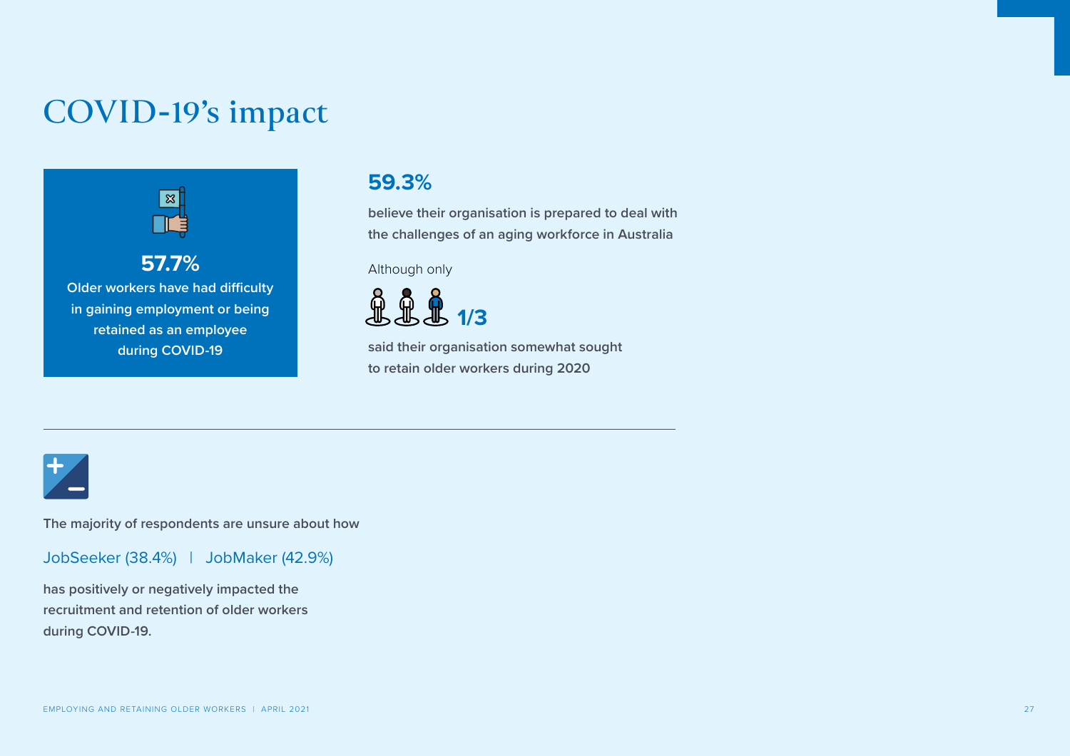# COVID-19's impact

**57.7%**

**Older workers have had difficulty in gaining employment or being retained as an employee during COVID-19**

**59.3%**

**believe their organisation is prepared to deal with the challenges of an aging workforce in Australia**

Although only

**1/3**

**said their organisation somewhat sought to retain older workers during 2020**

---

**The majority of respondents are unsure about how**

JobSeeker (38.4%) | JobMaker (42.9%)

**has positively or negatively impacted the recruitment and retention of older workers during COVID-19.**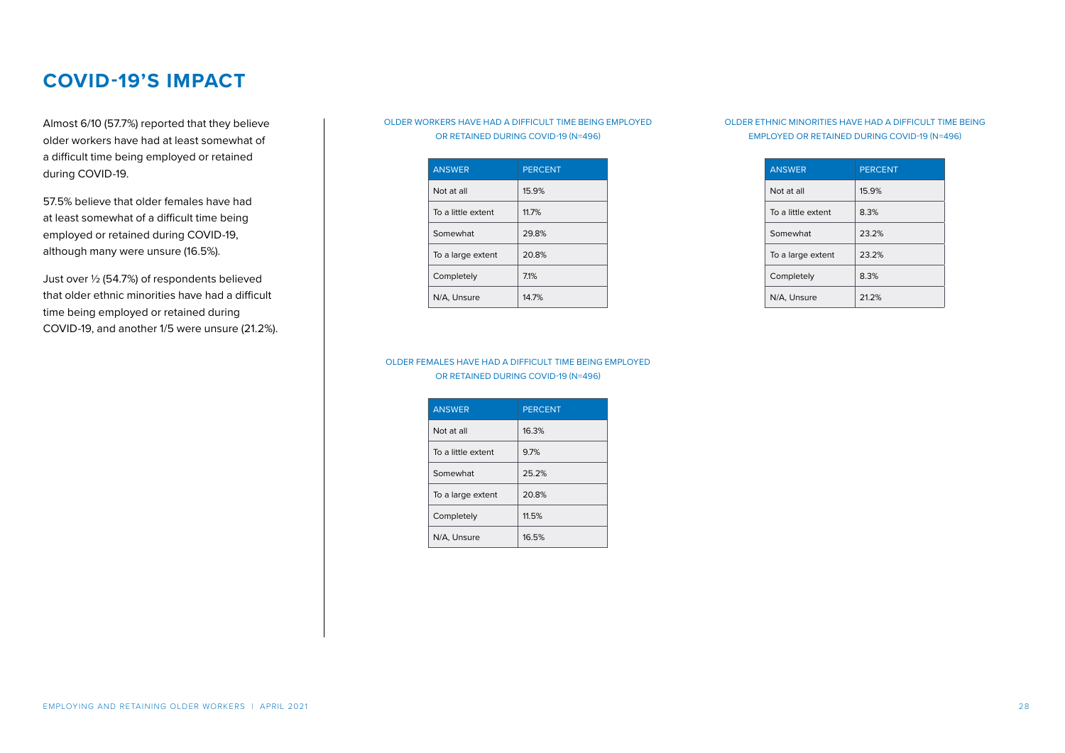## COVID-19'S IMPACT

Almost 6/10 (57.7%) reported that they believe older workers have had at least somewhat of a difficult time being employed or retained during COVID-19.

57.5% believe that older females have had at least somewhat of a difficult time being employed or retained during COVID-19, although many were unsure (16.5%).

Just over ½ (54.7%) of respondents believed that older ethnic minorities have had a difficult time being employed or retained during COVID-19, and another 1/5 were unsure (21.2%).

OLDER WORKERS HAVE HAD A DIFFICULT TIME BEING EMPLOYED OR RETAINED DURING COVID-19 (N=496)

| ANSWER | PERCENT |
|---|---|
| Not at all | 15.9% |
| To a little extent | 11.7% |
| Somewhat | 29.8% |
| To a large extent | 20.8% |
| Completely | 7.1% |
| N/A, Unsure | 14.7% |

OLDER FEMALES HAVE HAD A DIFFICULT TIME BEING EMPLOYED OR RETAINED DURING COVID-19 (N=496)

| ANSWER | PERCENT |
|---|---|
| Not at all | 16.3% |
| To a little extent | 9.7% |
| Somewhat | 25.2% |
| To a large extent | 20.8% |
| Completely | 11.5% |
| N/A, Unsure | 16.5% |

OLDER ETHNIC MINORITIES HAVE HAD A DIFFICULT TIME BEING EMPLOYED OR RETAINED DURING COVID-19 (N=496)

| ANSWER | PERCENT |
|---|---|
| Not at all | 15.9% |
| To a little extent | 8.3% |
| Somewhat | 23.2% |
| To a large extent | 23.2% |
| Completely | 8.3% |
| N/A, Unsure | 21.2% |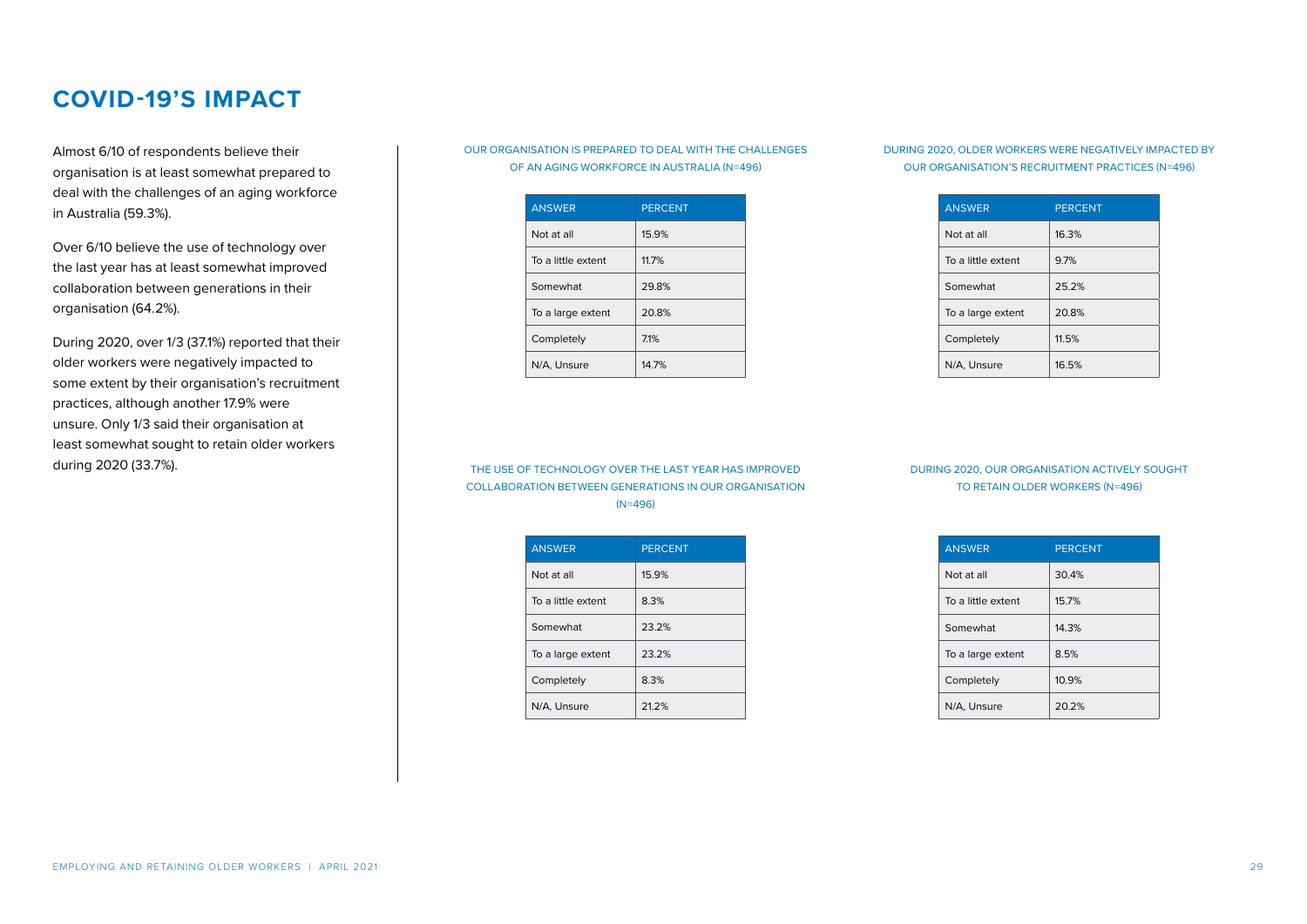# COVID-19'S IMPACT

Almost 6/10 of respondents believe their organisation is at least somewhat prepared to deal with the challenges of an aging workforce in Australia (59.3%).

Over 6/10 believe the use of technology over the last year has at least somewhat improved collaboration between generations in their organisation (64.2%).

During 2020, over 1/3 (37.1%) reported that their older workers were negatively impacted to some extent by their organisation's recruitment practices, although another 17.9% were unsure. Only 1/3 said their organisation at least somewhat sought to retain older workers during 2020 (33.7%).

OUR ORGANISATION IS PREPARED TO DEAL WITH THE CHALLENGES OF AN AGING WORKFORCE IN AUSTRALIA (N=496)

| ANSWER | PERCENT |
|---|---|
| Not at all | 15.9% |
| To a little extent | 11.7% |
| Somewhat | 29.8% |
| To a large extent | 20.8% |
| Completely | 7.1% |
| N/A, Unsure | 14.7% |

DURING 2020, OLDER WORKERS WERE NEGATIVELY IMPACTED BY OUR ORGANISATION'S RECRUITMENT PRACTICES (N=496)

| ANSWER | PERCENT |
|---|---|
| Not at all | 16.3% |
| To a little extent | 9.7% |
| Somewhat | 25.2% |
| To a large extent | 20.8% |
| Completely | 11.5% |
| N/A, Unsure | 16.5% |

THE USE OF TECHNOLOGY OVER THE LAST YEAR HAS IMPROVED COLLABORATION BETWEEN GENERATIONS IN OUR ORGANISATION (N=496)

| ANSWER | PERCENT |
|---|---|
| Not at all | 15.9% |
| To a little extent | 8.3% |
| Somewhat | 23.2% |
| To a large extent | 23.2% |
| Completely | 8.3% |
| N/A, Unsure | 21.2% |

DURING 2020, OUR ORGANISATION ACTIVELY SOUGHT TO RETAIN OLDER WORKERS (N=496)

| ANSWER | PERCENT |
|---|---|
| Not at all | 30.4% |
| To a little extent | 15.7% |
| Somewhat | 14.3% |
| To a large extent | 8.5% |
| Completely | 10.9% |
| N/A, Unsure | 20.2% |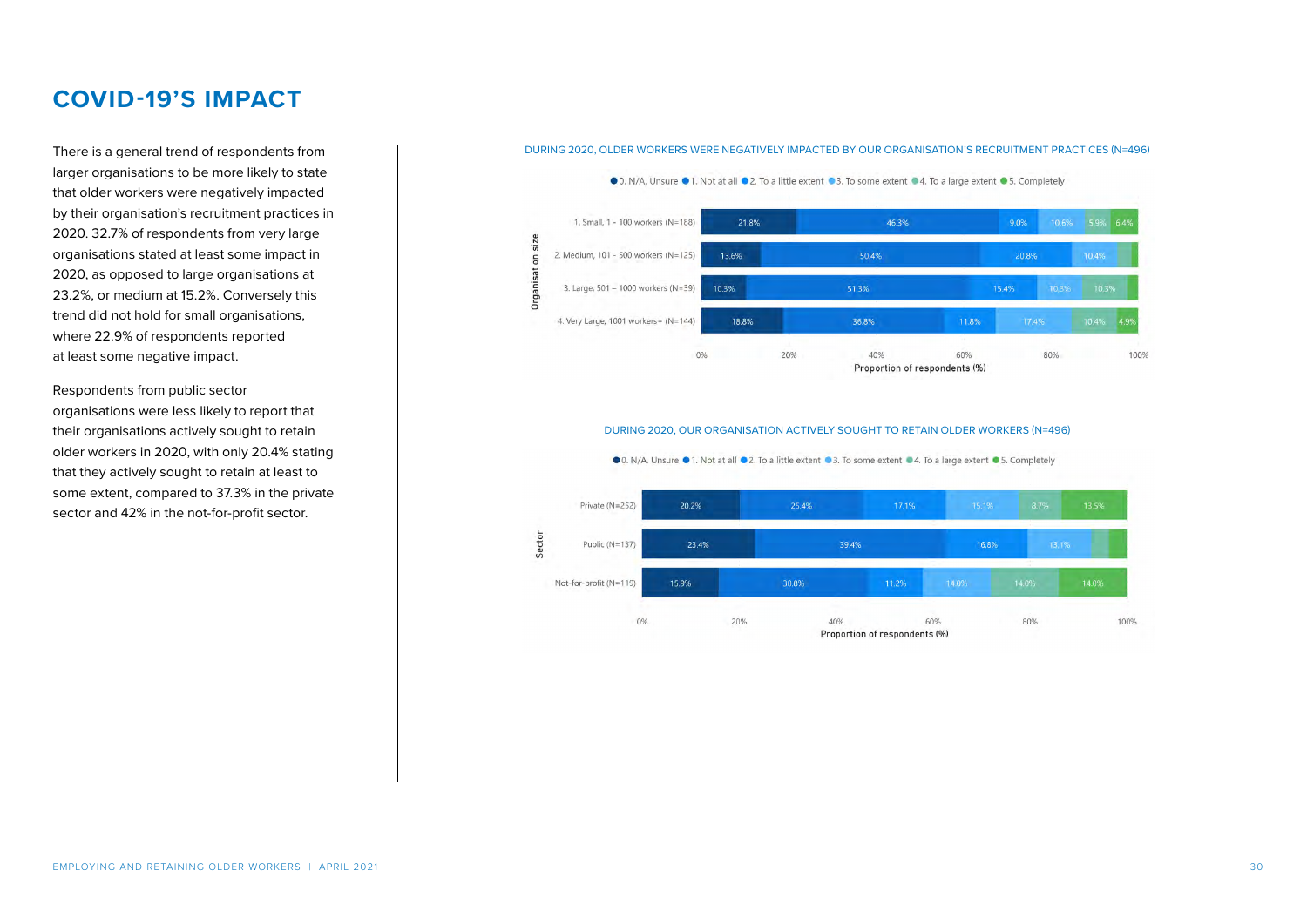# COVID-19'S IMPACT

There is a general trend of respondents from larger organisations to be more likely to state that older workers were negatively impacted by their organisation's recruitment practices in 2020. 32.7% of respondents from very large organisations stated at least some impact in 2020, as opposed to large organisations at 23.2%, or medium at 15.2%. Conversely this trend did not hold for small organisations, where 22.9% of respondents reported at least some negative impact.

Respondents from public sector organisations were less likely to report that their organisations actively sought to retain older workers in 2020, with only 20.4% stating that they actively sought to retain at least to some extent, compared to 37.3% in the private sector and 42% in the not-for-profit sector.

DURING 2020, OLDER WORKERS WERE NEGATIVELY IMPACTED BY OUR ORGANISATION'S RECRUITMENT PRACTICES (N=496)

| Organisation size | 0. N/A, Unsure | 1. Not at all | 2. To a little extent | 3. To some extent | 4. To a large extent | 5. Completely |
|---|---|---|---|---|---|---|
| 1. Small, 1 - 100 workers (N=188) | 21.8% | 46.3% | 9.0% | 10.6% | 5.9% | 6.4% |
| 2. Medium, 101 - 500 workers (N=125) | 13.6% | 50.4% | 20.8% | 10.4% | | |
| 3. Large, 501 – 1000 workers (N=39) | 10.3% | 51.3% | 15.4% | 10.3% | 10.3% | |
| 4. Very Large, 1001 workers+ (N=144) | 18.8% | 36.8% | 11.8% | 17.4% | 10.4% | 4.9% |

DURING 2020, OUR ORGANISATION ACTIVELY SOUGHT TO RETAIN OLDER WORKERS (N=496)

| Sector | 0. N/A, Unsure | 1. Not at all | 2. To a little extent | 3. To some extent | 4. To a large extent | 5. Completely |
|---|---|---|---|---|---|---|
| Private (N=252) | 20.2% | 25.4% | 17.1% | 15.1% | 8.7% | 13.5% |
| Public (N=137) | 23.4% | 39.4% | 16.8% | 13.1% | | |
| Not-for-profit (N=119) | 15.9% | 30.8% | 11.2% | 14.0% | 14.0% | 14.0% |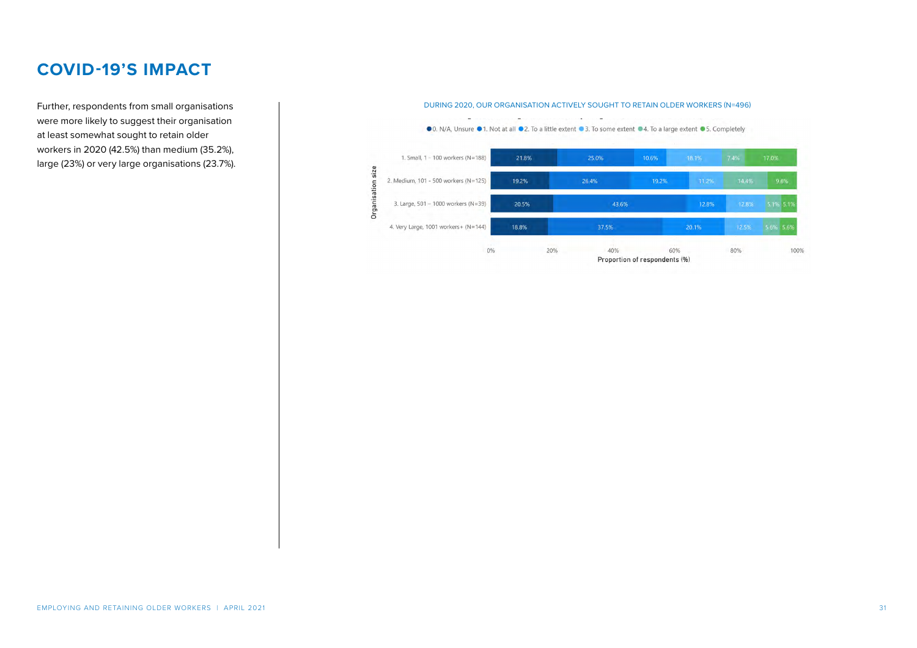# COVID-19'S IMPACT

Further, respondents from small organisations were more likely to suggest their organisation at least somewhat sought to retain older workers in 2020 (42.5%) than medium (35.2%), large (23%) or very large organisations (23.7%).

DURING 2020, OUR ORGANISATION ACTIVELY SOUGHT TO RETAIN OLDER WORKERS (N=496)

| Organisation size | 0. N/A, Unsure | 1. Not at all | 2. To a little extent | 3. To some extent | 4. To a large extent | 5. Completely |
|---|---|---|---|---|---|---|
| 1. Small, 1 - 100 workers (N=188) | 21.8% | 25.0% | 10.6% | 18.1% | 7.4% | 17.0% |
| 2. Medium, 101 - 500 workers (N=125) | 19.2% | 26.4% | 19.2% | 11.2% | 14.4% | 9.6% |
| 3. Large, 501 – 1000 workers (N=39) | 20.5% | 43.6% | 12.8% | 12.8% | 5.1% | 5.1% |
| 4. Very Large, 1001 workers+ (N=144) | 18.8% | 37.5% | 20.1% | 12.5% | 5.6% | 5.6% |

Proportion of respondents (%)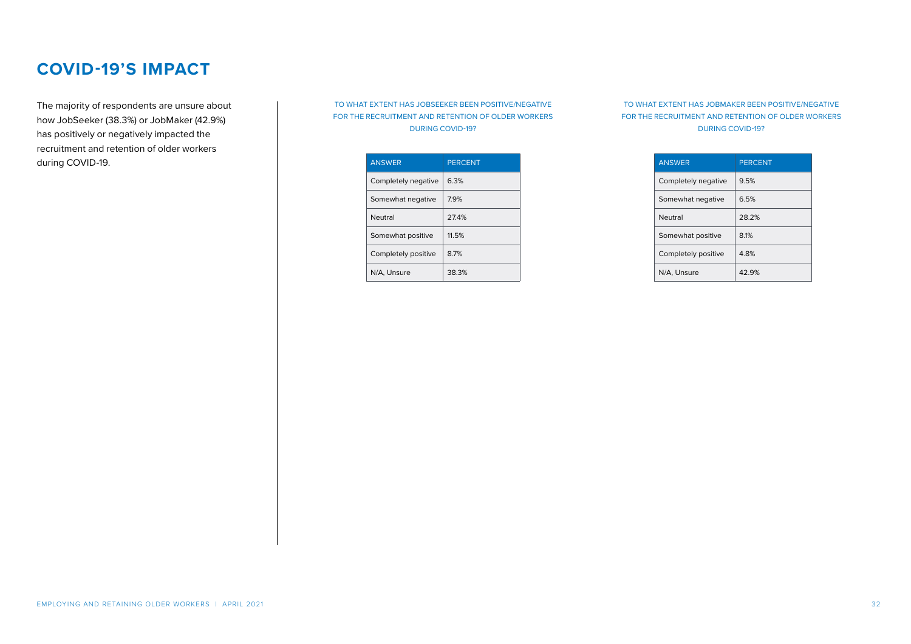# COVID-19'S IMPACT

The majority of respondents are unsure about how JobSeeker (38.3%) or JobMaker (42.9%) has positively or negatively impacted the recruitment and retention of older workers during COVID-19.

TO WHAT EXTENT HAS JOBSEEKER BEEN POSITIVE/NEGATIVE FOR THE RECRUITMENT AND RETENTION OF OLDER WORKERS DURING COVID-19?

| ANSWER | PERCENT |
|---|---|
| Completely negative | 6.3% |
| Somewhat negative | 7.9% |
| Neutral | 27.4% |
| Somewhat positive | 11.5% |
| Completely positive | 8.7% |
| N/A, Unsure | 38.3% |

TO WHAT EXTENT HAS JOBMAKER BEEN POSITIVE/NEGATIVE FOR THE RECRUITMENT AND RETENTION OF OLDER WORKERS DURING COVID-19?

| ANSWER | PERCENT |
|---|---|
| Completely negative | 9.5% |
| Somewhat negative | 6.5% |
| Neutral | 28.2% |
| Somewhat positive | 8.1% |
| Completely positive | 4.8% |
| N/A, Unsure | 42.9% |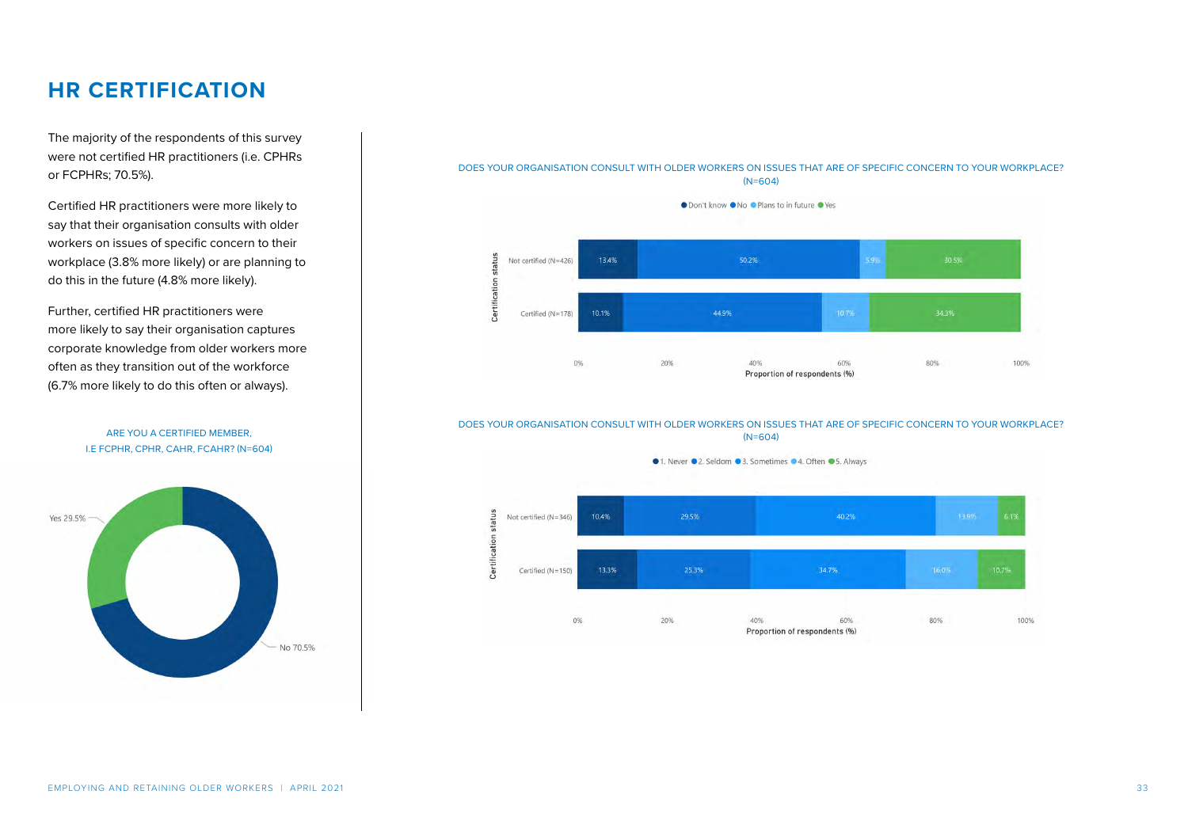# HR CERTIFICATION

The majority of the respondents of this survey were not certified HR practitioners (i.e. CPHRs or FCPHRs; 70.5%).

Certified HR practitioners were more likely to say that their organisation consults with older workers on issues of specific concern to their workplace (3.8% more likely) or are planning to do this in the future (4.8% more likely).

Further, certified HR practitioners were more likely to say their organisation captures corporate knowledge from older workers more often as they transition out of the workforce (6.7% more likely to do this often or always).

ARE YOU A CERTIFIED MEMBER, I.E FCPHR, CPHR, CAHR, FCAHR? (N=604)

| Response | Proportion |
|---|---|
| Yes | 29.5% |
| No | 70.5% |

DOES YOUR ORGANISATION CONSULT WITH OLDER WORKERS ON ISSUES THAT ARE OF SPECIFIC CONCERN TO YOUR WORKPLACE? (N=604)

| Certification status | Don't know | No | Plans to in future | Yes |
|---|---|---|---|---|
| Not certified (N=426) | 13.4% | 50.2% | 5.9% | 30.5% |
| Certified (N=178) | 10.1% | 44.9% | 10.7% | 34.3% |

DOES YOUR ORGANISATION CONSULT WITH OLDER WORKERS ON ISSUES THAT ARE OF SPECIFIC CONCERN TO YOUR WORKPLACE? (N=604)

| Certification status | 1. Never | 2. Seldom | 3. Sometimes | 4. Often | 5. Always |
|---|---|---|---|---|---|
| Not certified (N=346) | 10.4% | 29.5% | 40.2% | 13.9% | 6.1% |
| Certified (N=150) | 13.3% | 25.3% | 34.7% | 16.0% | 10.7% |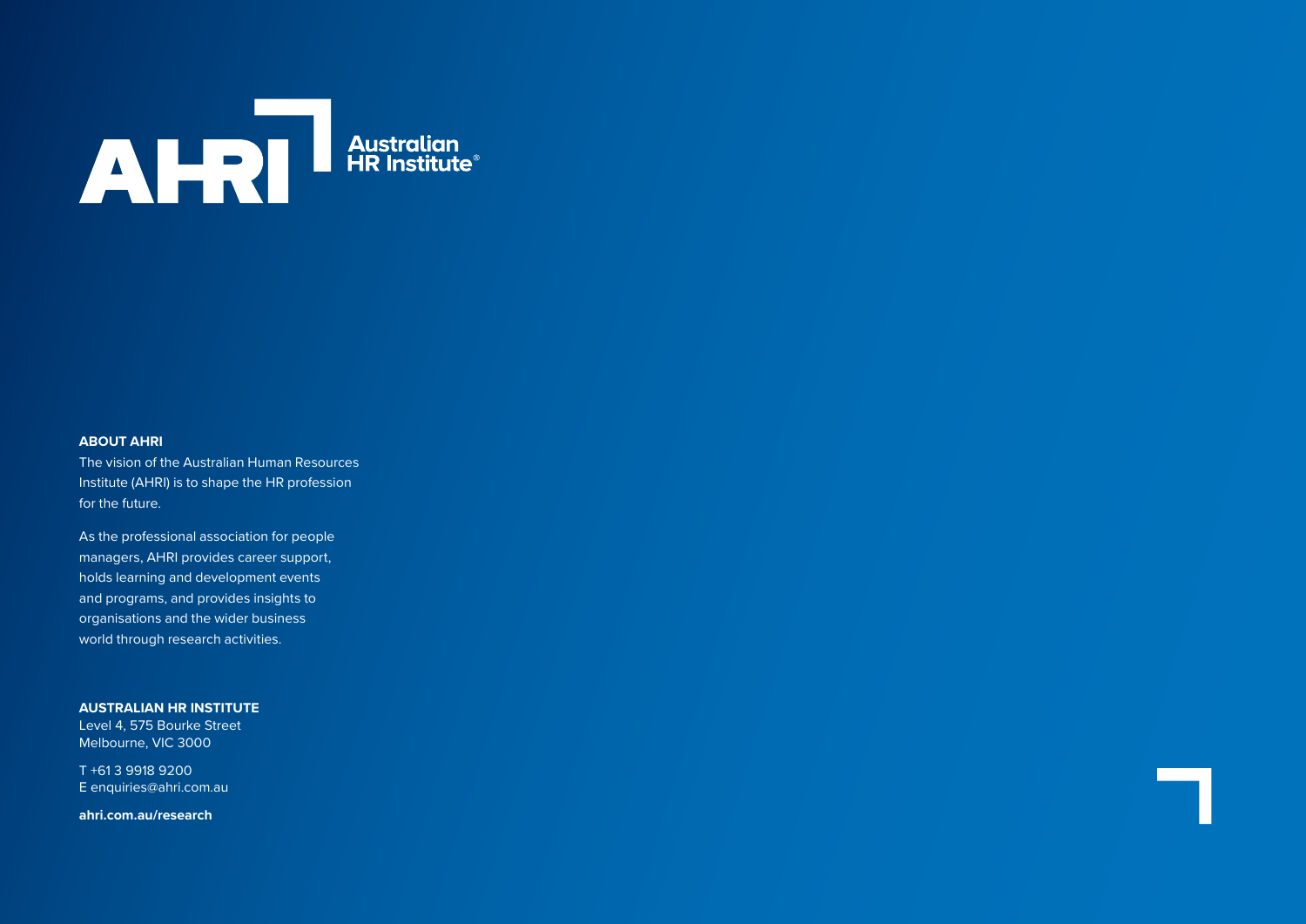AHRI Australian HR Institute®

**ABOUT AHRI**

The vision of the Australian Human Resources Institute (AHRI) is to shape the HR profession for the future.

As the professional association for people managers, AHRI provides career support, holds learning and development events and programs, and provides insights to organisations and the wider business world through research activities.

**AUSTRALIAN HR INSTITUTE**
Level 4, 575 Bourke Street
Melbourne, VIC 3000

T +61 3 9918 9200
E enquiries@ahri.com.au

**ahri.com.au/research**